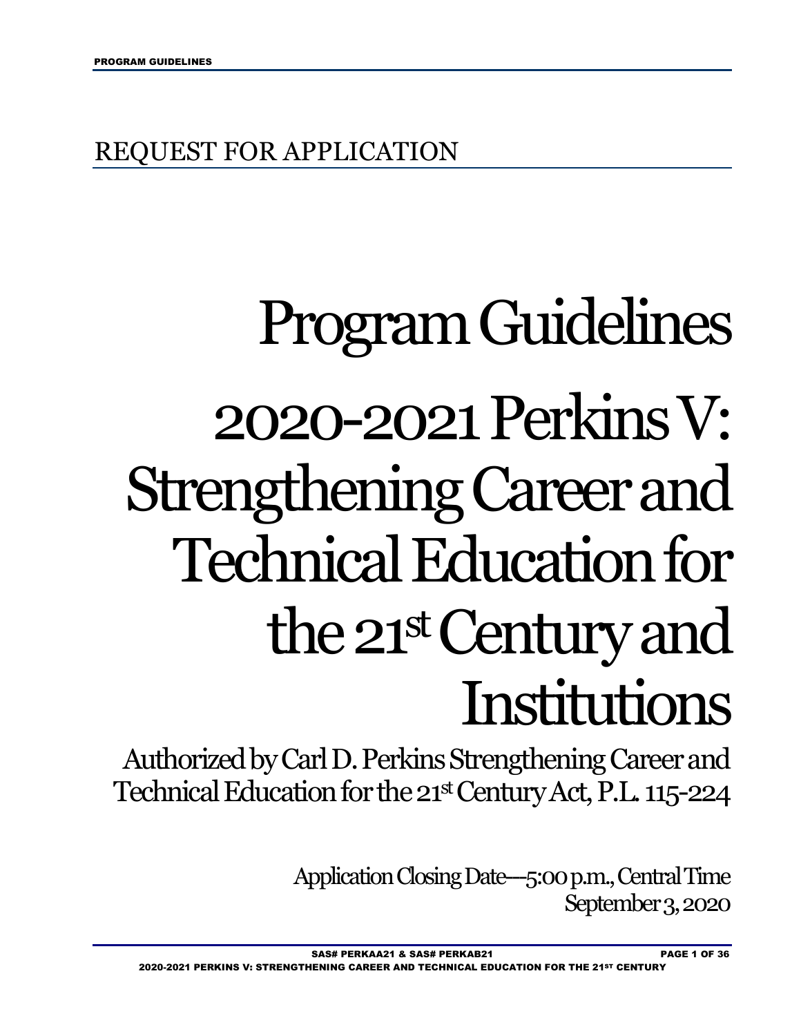## REQUEST FOR APPLICATION

# Program Guidelines 2020-2021 Perkins V: Strengthening Career and Technical Education for the 21st Century and Institutions

Authorized by Carl D. Perkins Strengthening Career and Technical Education for the 21st Century Act, P.L. 115-224

Application Closing Date—5:00 p.m., Central Time
September 3, 2020

SAS# PERKAA21 & SAS# PERKAB21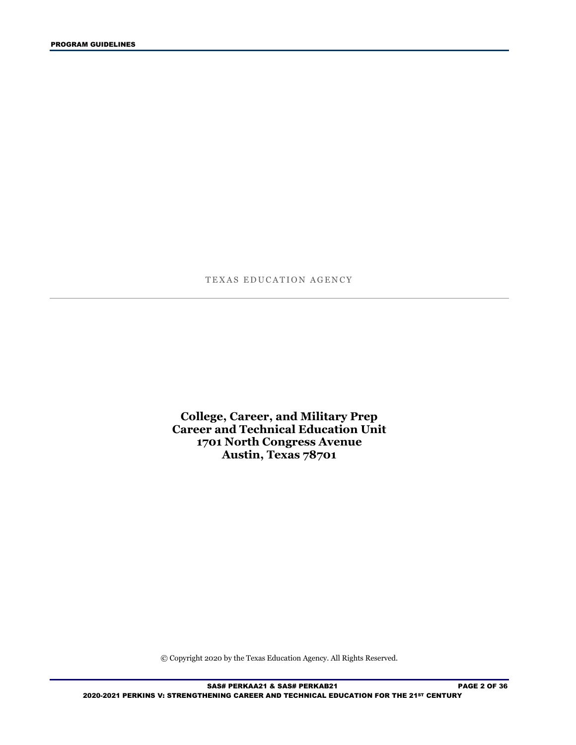TEXAS EDUCATION AGENCY

---

**College, Career, and Military Prep**
**Career and Technical Education Unit**
**1701 North Congress Avenue**
**Austin, Texas 78701**

© Copyright 2020 by the Texas Education Agency. All Rights Reserved.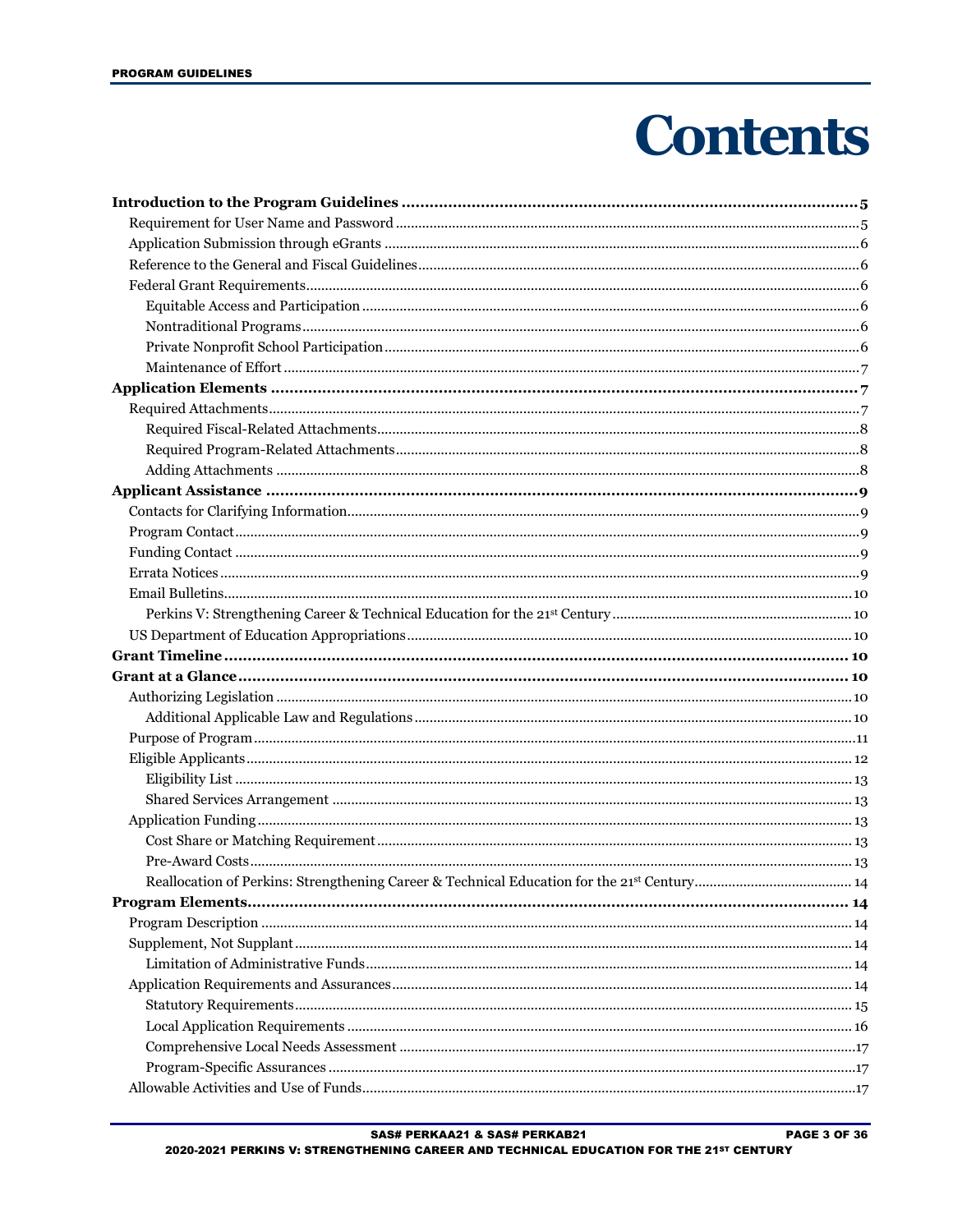# Contents

**Introduction to the Program Guidelines** ........ **5**

- Requirement for User Name and Password ........ 5
- Application Submission through eGrants ........ 6
- Reference to the General and Fiscal Guidelines ........ 6
- Federal Grant Requirements ........ 6
  - Equitable Access and Participation ........ 6
  - Nontraditional Programs ........ 6
  - Private Nonprofit School Participation ........ 6
  - Maintenance of Effort ........ 7

**Application Elements** ........ **7**

- Required Attachments ........ 7
  - Required Fiscal-Related Attachments ........ 8
  - Required Program-Related Attachments ........ 8
  - Adding Attachments ........ 8

**Applicant Assistance** ........ **9**

- Contacts for Clarifying Information ........ 9
- Program Contact ........ 9
- Funding Contact ........ 9
- Errata Notices ........ 9
- Email Bulletins ........ 10
  - Perkins V: Strengthening Career & Technical Education for the 21st Century ........ 10
- US Department of Education Appropriations ........ 10

**Grant Timeline** ........ **10**

**Grant at a Glance** ........ **10**

- Authorizing Legislation ........ 10
  - Additional Applicable Law and Regulations ........ 10
- Purpose of Program ........ 11
- Eligible Applicants ........ 12
  - Eligibility List ........ 13
  - Shared Services Arrangement ........ 13
- Application Funding ........ 13
  - Cost Share or Matching Requirement ........ 13
  - Pre-Award Costs ........ 13
  - Reallocation of Perkins: Strengthening Career & Technical Education for the 21st Century ........ 14

**Program Elements** ........ **14**

- Program Description ........ 14
- Supplement, Not Supplant ........ 14
  - Limitation of Administrative Funds ........ 14
- Application Requirements and Assurances ........ 14
  - Statutory Requirements ........ 15
  - Local Application Requirements ........ 16
  - Comprehensive Local Needs Assessment ........ 17
  - Program-Specific Assurances ........ 17
- Allowable Activities and Use of Funds ........ 17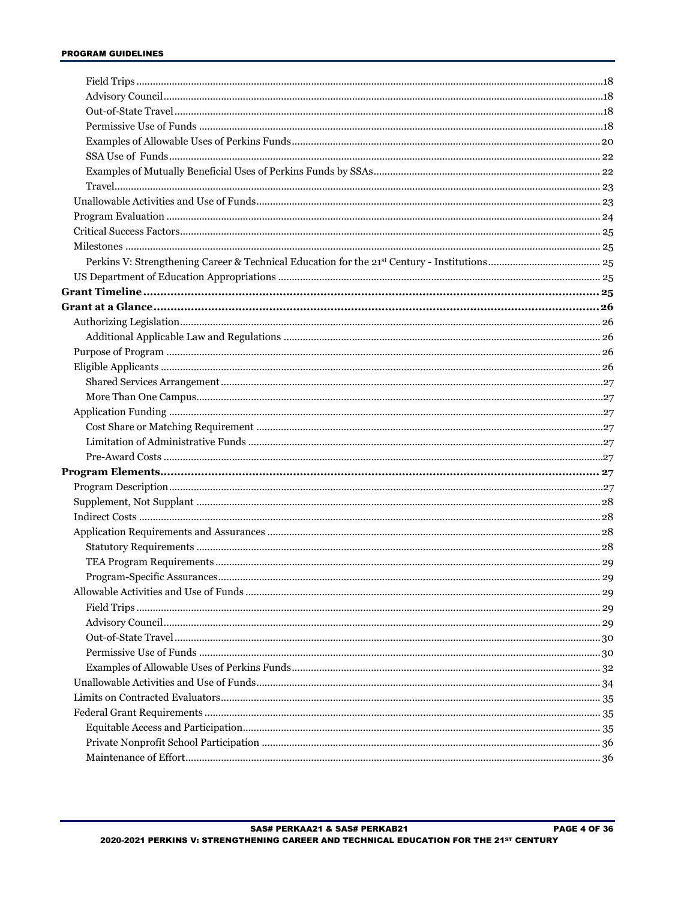Field Trips ........................................................................................................................................................ 18
Advisory Council ................................................................................................................................................ 18
Out-of-State Travel ............................................................................................................................................ 18
Permissive Use of Funds .................................................................................................................................. 18
Examples of Allowable Uses of Perkins Funds ................................................................................................ 20
SSA Use of Funds .............................................................................................................................................. 22
Examples of Mutually Beneficial Uses of Perkins Funds by SSAs ................................................................... 22
Travel ................................................................................................................................................................. 23
Unallowable Activities and Use of Funds ............................................................................................................ 23
Program Evaluation ............................................................................................................................................. 24
Critical Success Factors ....................................................................................................................................... 25
Milestones ........................................................................................................................................................... 25
Perkins V: Strengthening Career & Technical Education for the 21st Century - Institutions ......................... 25
US Department of Education Appropriations ..................................................................................................... 25
**Grant Timeline ....................................................................................................................................... 25**
**Grant at a Glance .................................................................................................................................... 26**
Authorizing Legislation ....................................................................................................................................... 26
Additional Applicable Law and Regulations ..................................................................................................... 26
Purpose of Program ............................................................................................................................................. 26
Eligible Applicants ............................................................................................................................................... 26
Shared Services Arrangement ........................................................................................................................... 27
More Than One Campus .................................................................................................................................... 27
Application Funding ............................................................................................................................................ 27
Cost Share or Matching Requirement ............................................................................................................... 27
Limitation of Administrative Funds .................................................................................................................. 27
Pre-Award Costs ................................................................................................................................................ 27
**Program Elements .................................................................................................................................. 27**
Program Description ........................................................................................................................................... 27
Supplement, Not Supplant .................................................................................................................................. 28
Indirect Costs ....................................................................................................................................................... 28
Application Requirements and Assurances ........................................................................................................ 28
Statutory Requirements .................................................................................................................................... 28
TEA Program Requirements ............................................................................................................................. 29
Program-Specific Assurances ........................................................................................................................... 29
Allowable Activities and Use of Funds ................................................................................................................ 29
Field Trips .......................................................................................................................................................... 29
Advisory Council ................................................................................................................................................ 29
Out-of-State Travel ............................................................................................................................................ 30
Permissive Use of Funds .................................................................................................................................. 30
Examples of Allowable Uses of Perkins Funds ................................................................................................ 32
Unallowable Activities and Use of Funds ............................................................................................................ 34
Limits on Contracted Evaluators ......................................................................................................................... 35
Federal Grant Requirements ............................................................................................................................... 35
Equitable Access and Participation ................................................................................................................... 35
Private Nonprofit School Participation ............................................................................................................. 36
Maintenance of Effort ........................................................................................................................................ 36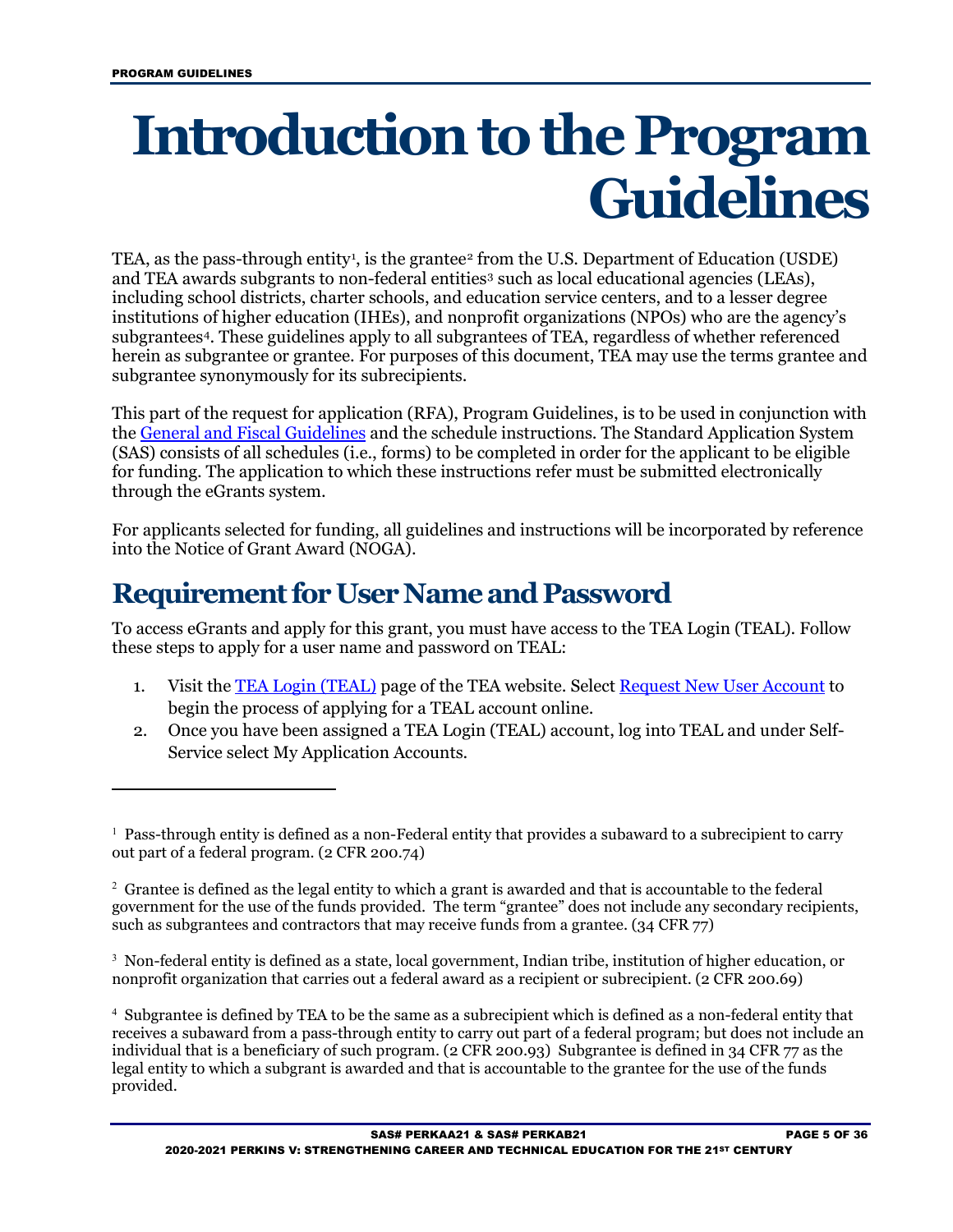# Introduction to the Program Guidelines

TEA, as the pass-through entity[1], is the grantee[2] from the U.S. Department of Education (USDE) and TEA awards subgrants to non-federal entities[3] such as local educational agencies (LEAs), including school districts, charter schools, and education service centers, and to a lesser degree institutions of higher education (IHEs), and nonprofit organizations (NPOs) who are the agency's subgrantees[4]. These guidelines apply to all subgrantees of TEA, regardless of whether referenced herein as subgrantee or grantee. For purposes of this document, TEA may use the terms grantee and subgrantee synonymously for its subrecipients.

This part of the request for application (RFA), Program Guidelines, is to be used in conjunction with the General and Fiscal Guidelines and the schedule instructions. The Standard Application System (SAS) consists of all schedules (i.e., forms) to be completed in order for the applicant to be eligible for funding. The application to which these instructions refer must be submitted electronically through the eGrants system.

For applicants selected for funding, all guidelines and instructions will be incorporated by reference into the Notice of Grant Award (NOGA).

## Requirement for User Name and Password

To access eGrants and apply for this grant, you must have access to the TEA Login (TEAL). Follow these steps to apply for a user name and password on TEAL:

1. Visit the TEA Login (TEAL) page of the TEA website. Select Request New User Account to begin the process of applying for a TEAL account online.
2. Once you have been assigned a TEA Login (TEAL) account, log into TEAL and under Self-Service select My Application Accounts.

---

[1] Pass-through entity is defined as a non-Federal entity that provides a subaward to a subrecipient to carry out part of a federal program. (2 CFR 200.74)

[2] Grantee is defined as the legal entity to which a grant is awarded and that is accountable to the federal government for the use of the funds provided. The term "grantee" does not include any secondary recipients, such as subgrantees and contractors that may receive funds from a grantee. (34 CFR 77)

[3] Non-federal entity is defined as a state, local government, Indian tribe, institution of higher education, or nonprofit organization that carries out a federal award as a recipient or subrecipient. (2 CFR 200.69)

[4] Subgrantee is defined by TEA to be the same as a subrecipient which is defined as a non-federal entity that receives a subaward from a pass-through entity to carry out part of a federal program; but does not include an individual that is a beneficiary of such program. (2 CFR 200.93) Subgrantee is defined in 34 CFR 77 as the legal entity to which a subgrant is awarded and that is accountable to the grantee for the use of the funds provided.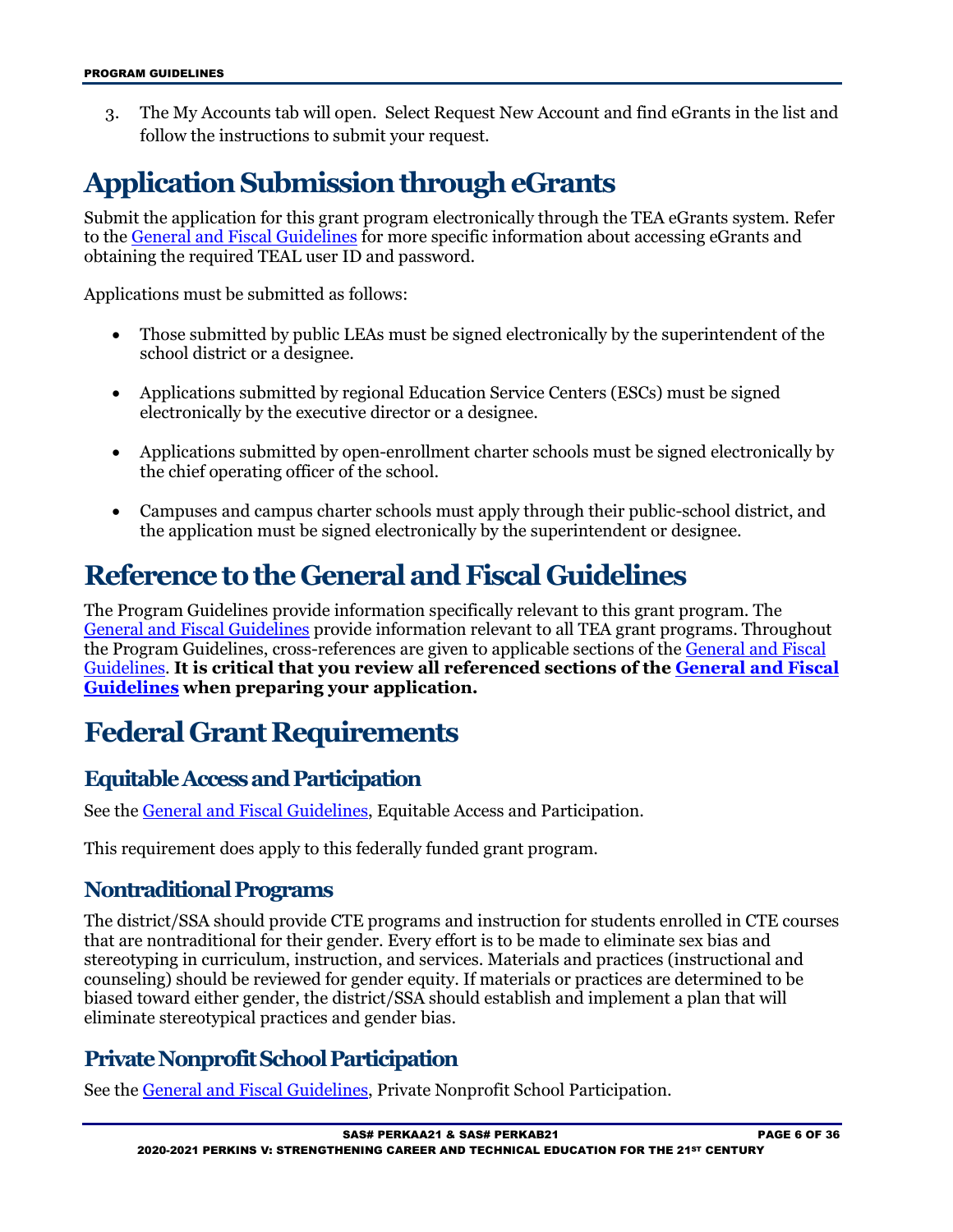3. The My Accounts tab will open. Select Request New Account and find eGrants in the list and follow the instructions to submit your request.

# Application Submission through eGrants

Submit the application for this grant program electronically through the TEA eGrants system. Refer to the General and Fiscal Guidelines for more specific information about accessing eGrants and obtaining the required TEAL user ID and password.

Applications must be submitted as follows:

- Those submitted by public LEAs must be signed electronically by the superintendent of the school district or a designee.
- Applications submitted by regional Education Service Centers (ESCs) must be signed electronically by the executive director or a designee.
- Applications submitted by open-enrollment charter schools must be signed electronically by the chief operating officer of the school.
- Campuses and campus charter schools must apply through their public-school district, and the application must be signed electronically by the superintendent or designee.

# Reference to the General and Fiscal Guidelines

The Program Guidelines provide information specifically relevant to this grant program. The General and Fiscal Guidelines provide information relevant to all TEA grant programs. Throughout the Program Guidelines, cross-references are given to applicable sections of the General and Fiscal Guidelines. **It is critical that you review all referenced sections of the General and Fiscal Guidelines when preparing your application.**

# Federal Grant Requirements

## Equitable Access and Participation

See the General and Fiscal Guidelines, Equitable Access and Participation.

This requirement does apply to this federally funded grant program.

## Nontraditional Programs

The district/SSA should provide CTE programs and instruction for students enrolled in CTE courses that are nontraditional for their gender. Every effort is to be made to eliminate sex bias and stereotyping in curriculum, instruction, and services. Materials and practices (instructional and counseling) should be reviewed for gender equity. If materials or practices are determined to be biased toward either gender, the district/SSA should establish and implement a plan that will eliminate stereotypical practices and gender bias.

## Private Nonprofit School Participation

See the General and Fiscal Guidelines, Private Nonprofit School Participation.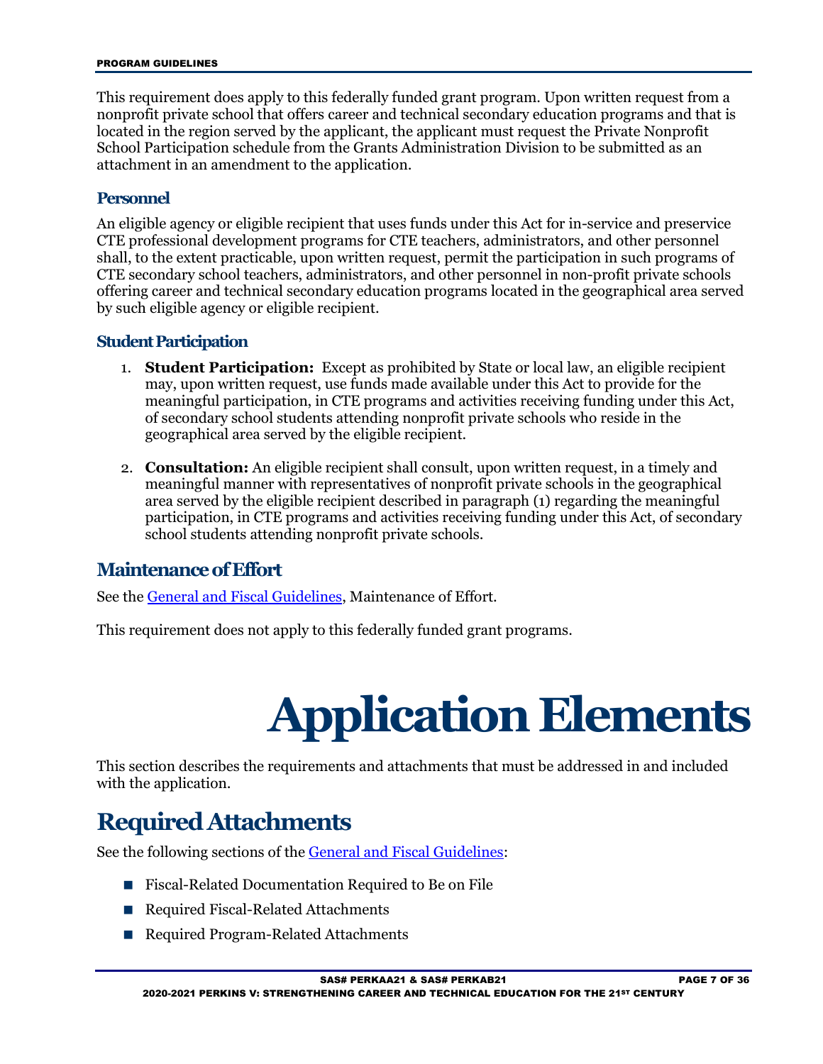This requirement does apply to this federally funded grant program. Upon written request from a nonprofit private school that offers career and technical secondary education programs and that is located in the region served by the applicant, the applicant must request the Private Nonprofit School Participation schedule from the Grants Administration Division to be submitted as an attachment in an amendment to the application.

### Personnel

An eligible agency or eligible recipient that uses funds under this Act for in-service and preservice CTE professional development programs for CTE teachers, administrators, and other personnel shall, to the extent practicable, upon written request, permit the participation in such programs of CTE secondary school teachers, administrators, and other personnel in non-profit private schools offering career and technical secondary education programs located in the geographical area served by such eligible agency or eligible recipient.

### Student Participation

1. **Student Participation:** Except as prohibited by State or local law, an eligible recipient may, upon written request, use funds made available under this Act to provide for the meaningful participation, in CTE programs and activities receiving funding under this Act, of secondary school students attending nonprofit private schools who reside in the geographical area served by the eligible recipient.
2. **Consultation:** An eligible recipient shall consult, upon written request, in a timely and meaningful manner with representatives of nonprofit private schools in the geographical area served by the eligible recipient described in paragraph (1) regarding the meaningful participation, in CTE programs and activities receiving funding under this Act, of secondary school students attending nonprofit private schools.

## Maintenance of Effort

See the General and Fiscal Guidelines, Maintenance of Effort.

This requirement does not apply to this federally funded grant programs.

# Application Elements

This section describes the requirements and attachments that must be addressed in and included with the application.

## Required Attachments

See the following sections of the General and Fiscal Guidelines:

- Fiscal-Related Documentation Required to Be on File
- Required Fiscal-Related Attachments
- Required Program-Related Attachments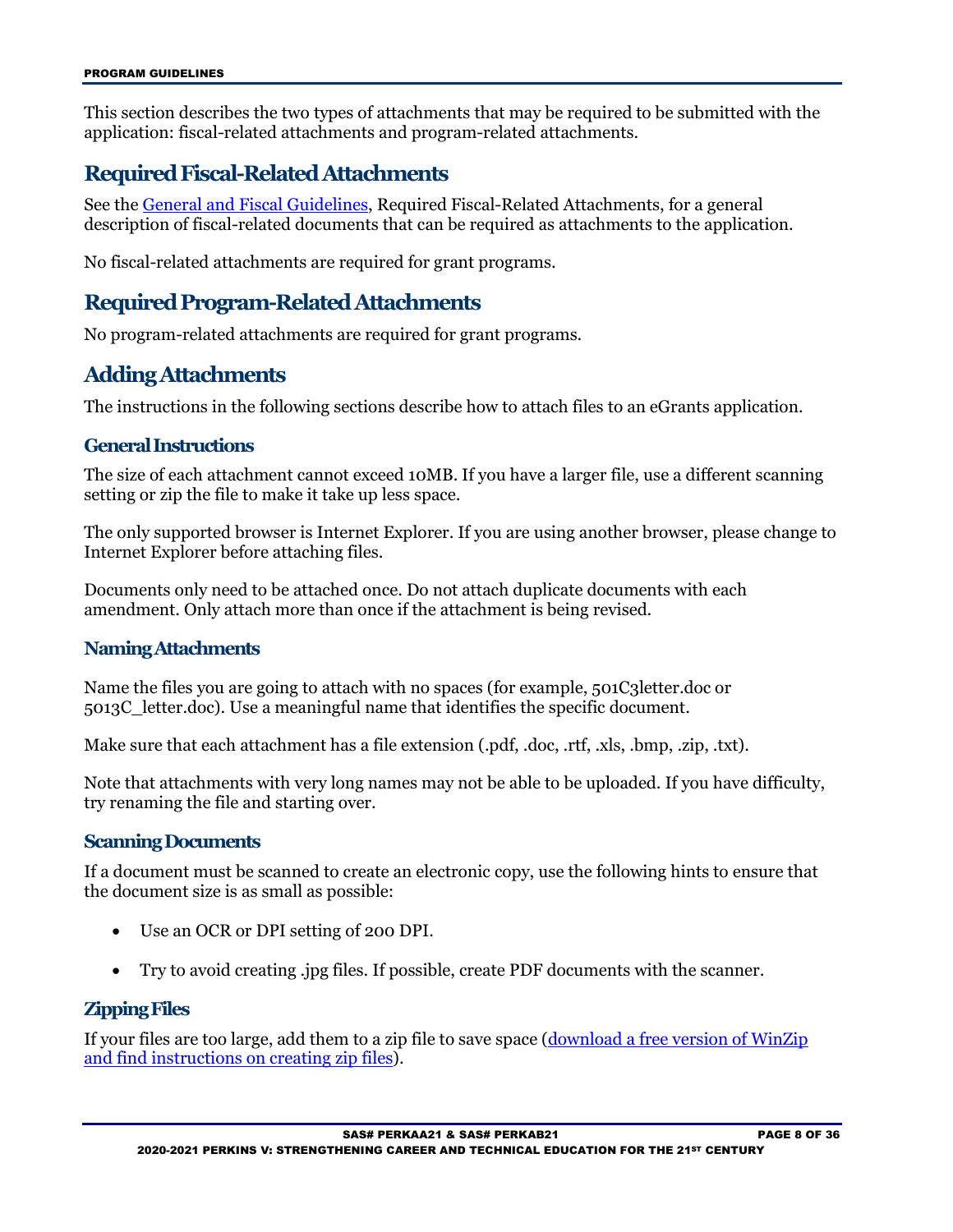This section describes the two types of attachments that may be required to be submitted with the application: fiscal-related attachments and program-related attachments.

## Required Fiscal-Related Attachments

See the [General and Fiscal Guidelines](), Required Fiscal-Related Attachments, for a general description of fiscal-related documents that can be required as attachments to the application.

No fiscal-related attachments are required for grant programs.

## Required Program-Related Attachments

No program-related attachments are required for grant programs.

## Adding Attachments

The instructions in the following sections describe how to attach files to an eGrants application.

### General Instructions

The size of each attachment cannot exceed 10MB. If you have a larger file, use a different scanning setting or zip the file to make it take up less space.

The only supported browser is Internet Explorer. If you are using another browser, please change to Internet Explorer before attaching files.

Documents only need to be attached once. Do not attach duplicate documents with each amendment. Only attach more than once if the attachment is being revised.

### Naming Attachments

Name the files you are going to attach with no spaces (for example, 501C3letter.doc or 5013C_letter.doc). Use a meaningful name that identifies the specific document.

Make sure that each attachment has a file extension (.pdf, .doc, .rtf, .xls, .bmp, .zip, .txt).

Note that attachments with very long names may not be able to be uploaded. If you have difficulty, try renaming the file and starting over.

### Scanning Documents

If a document must be scanned to create an electronic copy, use the following hints to ensure that the document size is as small as possible:

- Use an OCR or DPI setting of 200 DPI.
- Try to avoid creating .jpg files. If possible, create PDF documents with the scanner.

### Zipping Files

If your files are too large, add them to a zip file to save space ([download a free version of WinZip and find instructions on creating zip files]()).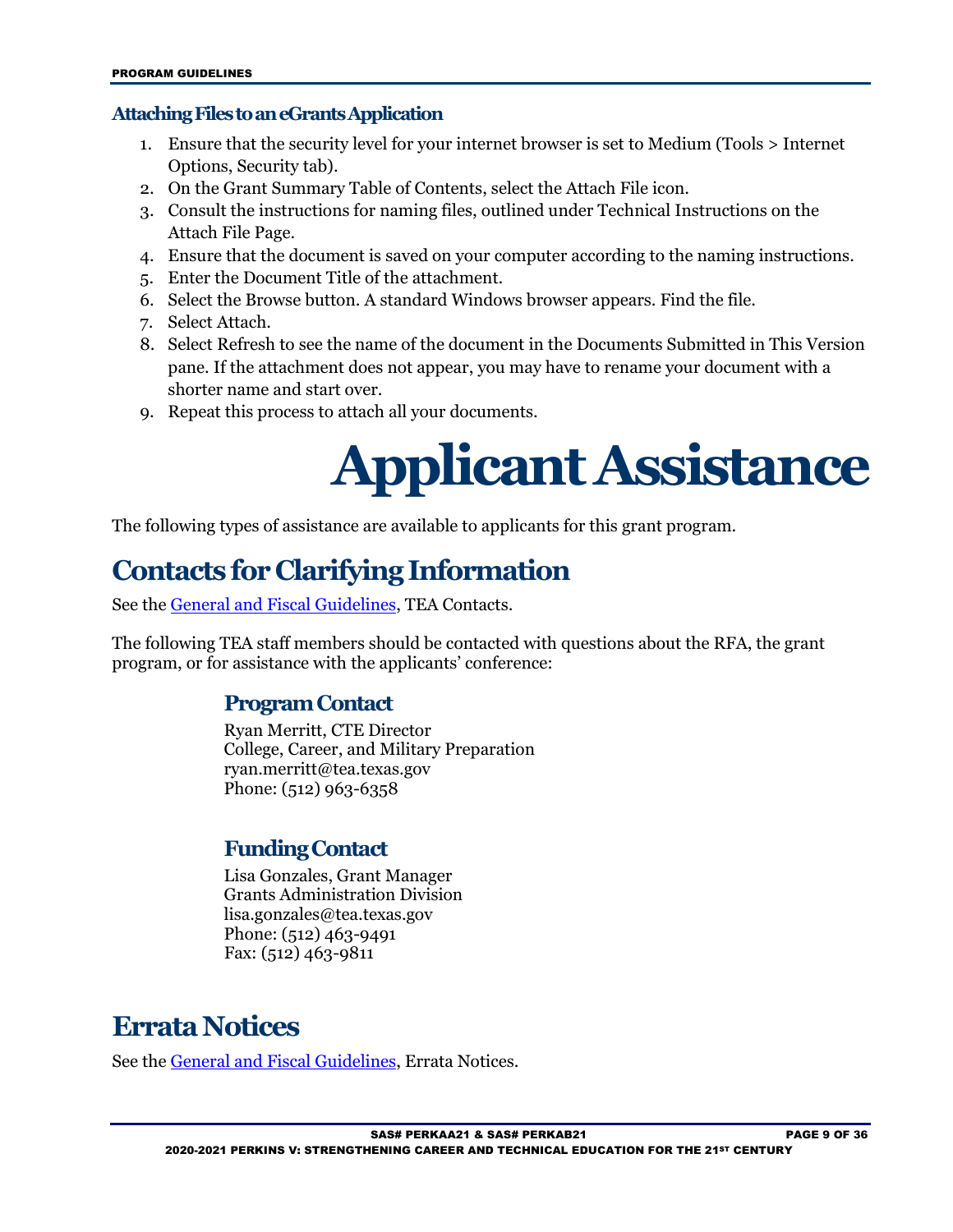### Attaching Files to an eGrants Application

1. Ensure that the security level for your internet browser is set to Medium (Tools > Internet Options, Security tab).
2. On the Grant Summary Table of Contents, select the Attach File icon.
3. Consult the instructions for naming files, outlined under Technical Instructions on the Attach File Page.
4. Ensure that the document is saved on your computer according to the naming instructions.
5. Enter the Document Title of the attachment.
6. Select the Browse button. A standard Windows browser appears. Find the file.
7. Select Attach.
8. Select Refresh to see the name of the document in the Documents Submitted in This Version pane. If the attachment does not appear, you may have to rename your document with a shorter name and start over.
9. Repeat this process to attach all your documents.

# Applicant Assistance

The following types of assistance are available to applicants for this grant program.

## Contacts for Clarifying Information

See the General and Fiscal Guidelines, TEA Contacts.

The following TEA staff members should be contacted with questions about the RFA, the grant program, or for assistance with the applicants' conference:

### Program Contact

Ryan Merritt, CTE Director
College, Career, and Military Preparation
ryan.merritt@tea.texas.gov
Phone: (512) 963-6358

### Funding Contact

Lisa Gonzales, Grant Manager
Grants Administration Division
lisa.gonzales@tea.texas.gov
Phone: (512) 463-9491
Fax: (512) 463-9811

## Errata Notices

See the General and Fiscal Guidelines, Errata Notices.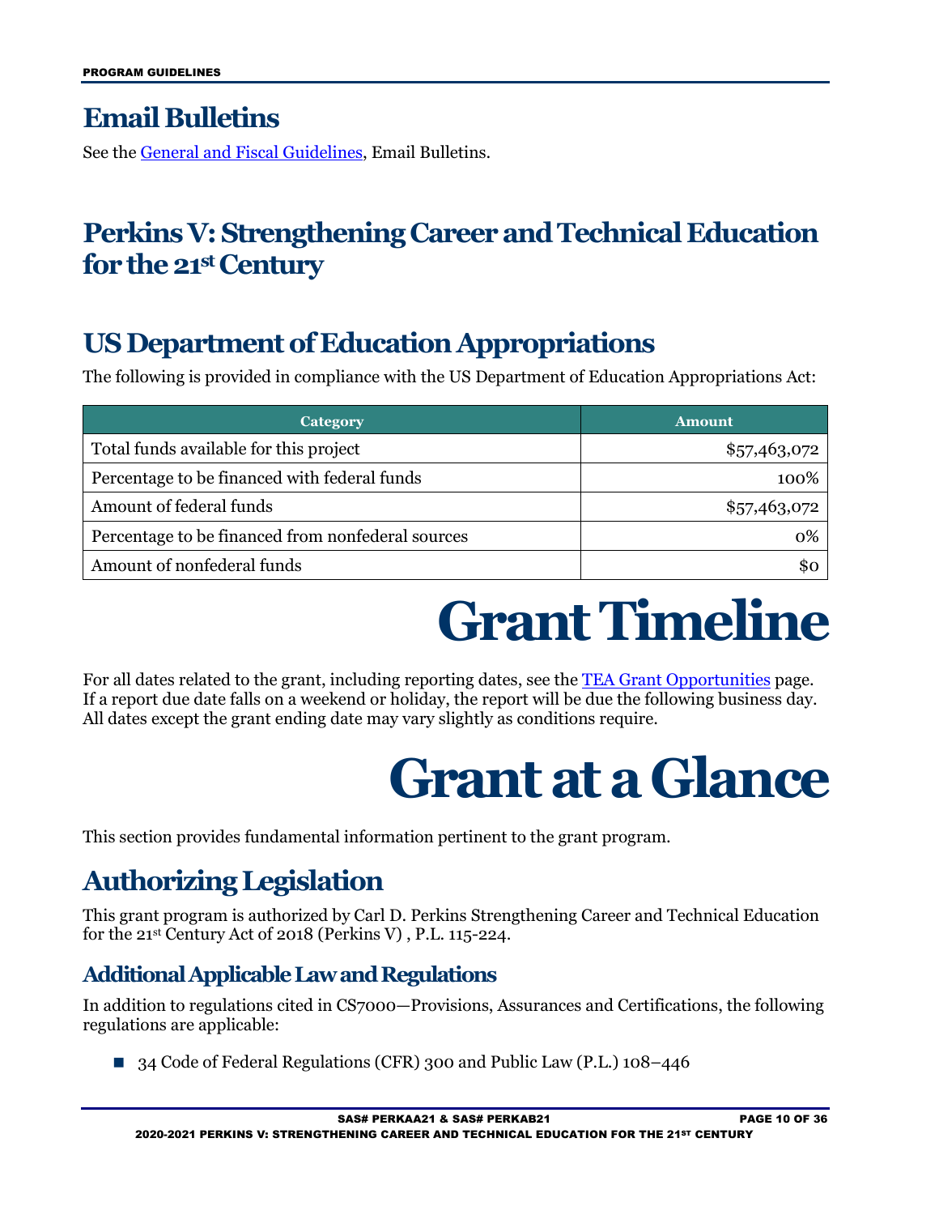## Email Bulletins

See the General and Fiscal Guidelines, Email Bulletins.

## Perkins V: Strengthening Career and Technical Education for the 21st Century

## US Department of Education Appropriations

The following is provided in compliance with the US Department of Education Appropriations Act:

| Category | Amount |
|---|---|
| Total funds available for this project | $57,463,072 |
| Percentage to be financed with federal funds | 100% |
| Amount of federal funds | $57,463,072 |
| Percentage to be financed from nonfederal sources | 0% |
| Amount of nonfederal funds | $0 |

# Grant Timeline

For all dates related to the grant, including reporting dates, see the TEA Grant Opportunities page. If a report due date falls on a weekend or holiday, the report will be due the following business day. All dates except the grant ending date may vary slightly as conditions require.

# Grant at a Glance

This section provides fundamental information pertinent to the grant program.

## Authorizing Legislation

This grant program is authorized by Carl D. Perkins Strengthening Career and Technical Education for the 21st Century Act of 2018 (Perkins V) , P.L. 115-224.

### Additional Applicable Law and Regulations

In addition to regulations cited in CS7000—Provisions, Assurances and Certifications, the following regulations are applicable:

- 34 Code of Federal Regulations (CFR) 300 and Public Law (P.L.) 108–446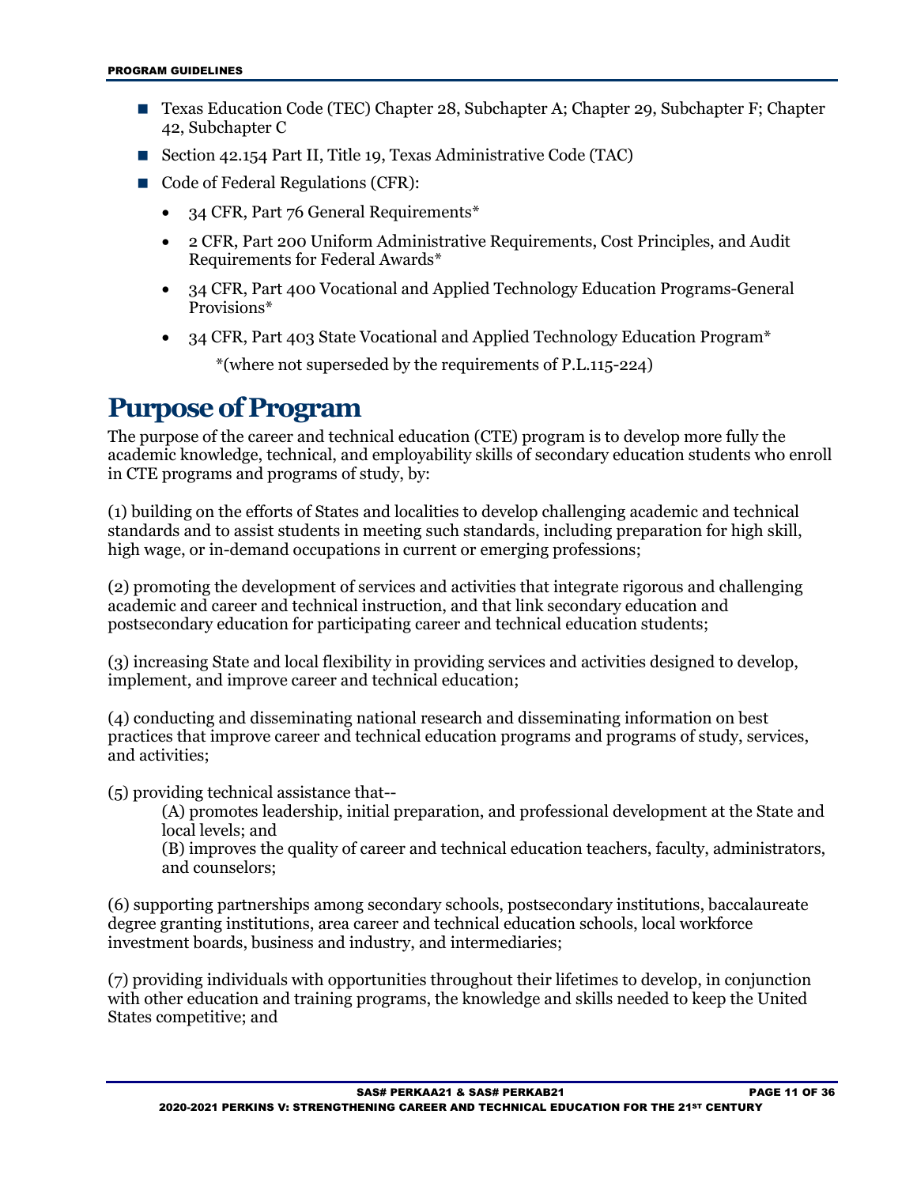- Texas Education Code (TEC) Chapter 28, Subchapter A; Chapter 29, Subchapter F; Chapter 42, Subchapter C
- Section 42.154 Part II, Title 19, Texas Administrative Code (TAC)
- Code of Federal Regulations (CFR):
  - 34 CFR, Part 76 General Requirements*
  - 2 CFR, Part 200 Uniform Administrative Requirements, Cost Principles, and Audit Requirements for Federal Awards*
  - 34 CFR, Part 400 Vocational and Applied Technology Education Programs-General Provisions*
  - 34 CFR, Part 403 State Vocational and Applied Technology Education Program*

    *(where not superseded by the requirements of P.L.115-224)

# Purpose of Program

The purpose of the career and technical education (CTE) program is to develop more fully the academic knowledge, technical, and employability skills of secondary education students who enroll in CTE programs and programs of study, by:

(1) building on the efforts of States and localities to develop challenging academic and technical standards and to assist students in meeting such standards, including preparation for high skill, high wage, or in-demand occupations in current or emerging professions;

(2) promoting the development of services and activities that integrate rigorous and challenging academic and career and technical instruction, and that link secondary education and postsecondary education for participating career and technical education students;

(3) increasing State and local flexibility in providing services and activities designed to develop, implement, and improve career and technical education;

(4) conducting and disseminating national research and disseminating information on best practices that improve career and technical education programs and programs of study, services, and activities;

(5) providing technical assistance that--

> (A) promotes leadership, initial preparation, and professional development at the State and local levels; and
>
> (B) improves the quality of career and technical education teachers, faculty, administrators, and counselors;

(6) supporting partnerships among secondary schools, postsecondary institutions, baccalaureate degree granting institutions, area career and technical education schools, local workforce investment boards, business and industry, and intermediaries;

(7) providing individuals with opportunities throughout their lifetimes to develop, in conjunction with other education and training programs, the knowledge and skills needed to keep the United States competitive; and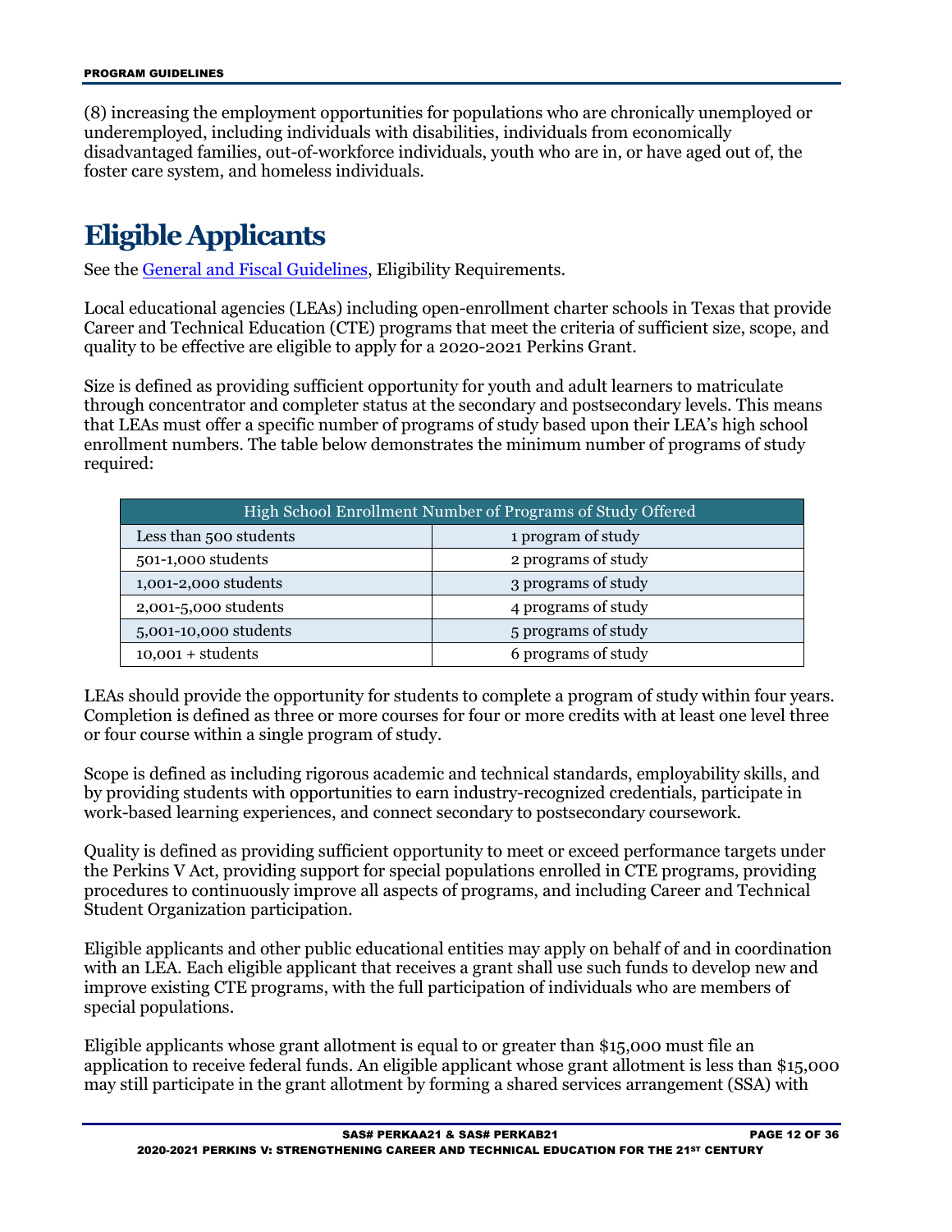(8) increasing the employment opportunities for populations who are chronically unemployed or underemployed, including individuals with disabilities, individuals from economically disadvantaged families, out-of-workforce individuals, youth who are in, or have aged out of, the foster care system, and homeless individuals.

# Eligible Applicants

See the General and Fiscal Guidelines, Eligibility Requirements.

Local educational agencies (LEAs) including open-enrollment charter schools in Texas that provide Career and Technical Education (CTE) programs that meet the criteria of sufficient size, scope, and quality to be effective are eligible to apply for a 2020-2021 Perkins Grant.

Size is defined as providing sufficient opportunity for youth and adult learners to matriculate through concentrator and completer status at the secondary and postsecondary levels. This means that LEAs must offer a specific number of programs of study based upon their LEA's high school enrollment numbers. The table below demonstrates the minimum number of programs of study required:

| High School Enrollment | Number of Programs of Study Offered |
|---|---|
| Less than 500 students | 1 program of study |
| 501-1,000 students | 2 programs of study |
| 1,001-2,000 students | 3 programs of study |
| 2,001-5,000 students | 4 programs of study |
| 5,001-10,000 students | 5 programs of study |
| 10,001 + students | 6 programs of study |

LEAs should provide the opportunity for students to complete a program of study within four years. Completion is defined as three or more courses for four or more credits with at least one level three or four course within a single program of study.

Scope is defined as including rigorous academic and technical standards, employability skills, and by providing students with opportunities to earn industry-recognized credentials, participate in work-based learning experiences, and connect secondary to postsecondary coursework.

Quality is defined as providing sufficient opportunity to meet or exceed performance targets under the Perkins V Act, providing support for special populations enrolled in CTE programs, providing procedures to continuously improve all aspects of programs, and including Career and Technical Student Organization participation.

Eligible applicants and other public educational entities may apply on behalf of and in coordination with an LEA. Each eligible applicant that receives a grant shall use such funds to develop new and improve existing CTE programs, with the full participation of individuals who are members of special populations.

Eligible applicants whose grant allotment is equal to or greater than $15,000 must file an application to receive federal funds. An eligible applicant whose grant allotment is less than $15,000 may still participate in the grant allotment by forming a shared services arrangement (SSA) with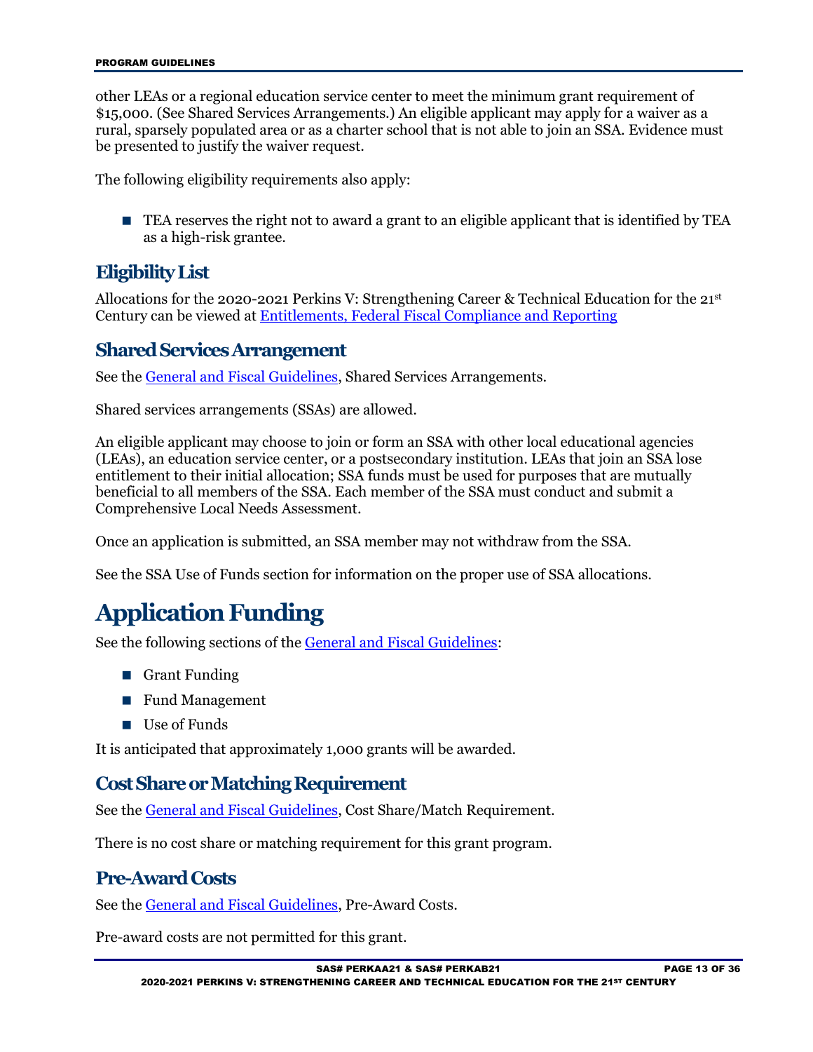other LEAs or a regional education service center to meet the minimum grant requirement of $15,000. (See Shared Services Arrangements.) An eligible applicant may apply for a waiver as a rural, sparsely populated area or as a charter school that is not able to join an SSA. Evidence must be presented to justify the waiver request.

The following eligibility requirements also apply:

- TEA reserves the right not to award a grant to an eligible applicant that is identified by TEA as a high-risk grantee.

## Eligibility List

Allocations for the 2020-2021 Perkins V: Strengthening Career & Technical Education for the 21st Century can be viewed at [Entitlements, Federal Fiscal Compliance and Reporting]

## Shared Services Arrangement

See the [General and Fiscal Guidelines], Shared Services Arrangements.

Shared services arrangements (SSAs) are allowed.

An eligible applicant may choose to join or form an SSA with other local educational agencies (LEAs), an education service center, or a postsecondary institution. LEAs that join an SSA lose entitlement to their initial allocation; SSA funds must be used for purposes that are mutually beneficial to all members of the SSA. Each member of the SSA must conduct and submit a Comprehensive Local Needs Assessment.

Once an application is submitted, an SSA member may not withdraw from the SSA.

See the SSA Use of Funds section for information on the proper use of SSA allocations.

# Application Funding

See the following sections of the [General and Fiscal Guidelines]:

- Grant Funding
- Fund Management
- Use of Funds

It is anticipated that approximately 1,000 grants will be awarded.

## Cost Share or Matching Requirement

See the [General and Fiscal Guidelines], Cost Share/Match Requirement.

There is no cost share or matching requirement for this grant program.

## Pre-Award Costs

See the [General and Fiscal Guidelines], Pre-Award Costs.

Pre-award costs are not permitted for this grant.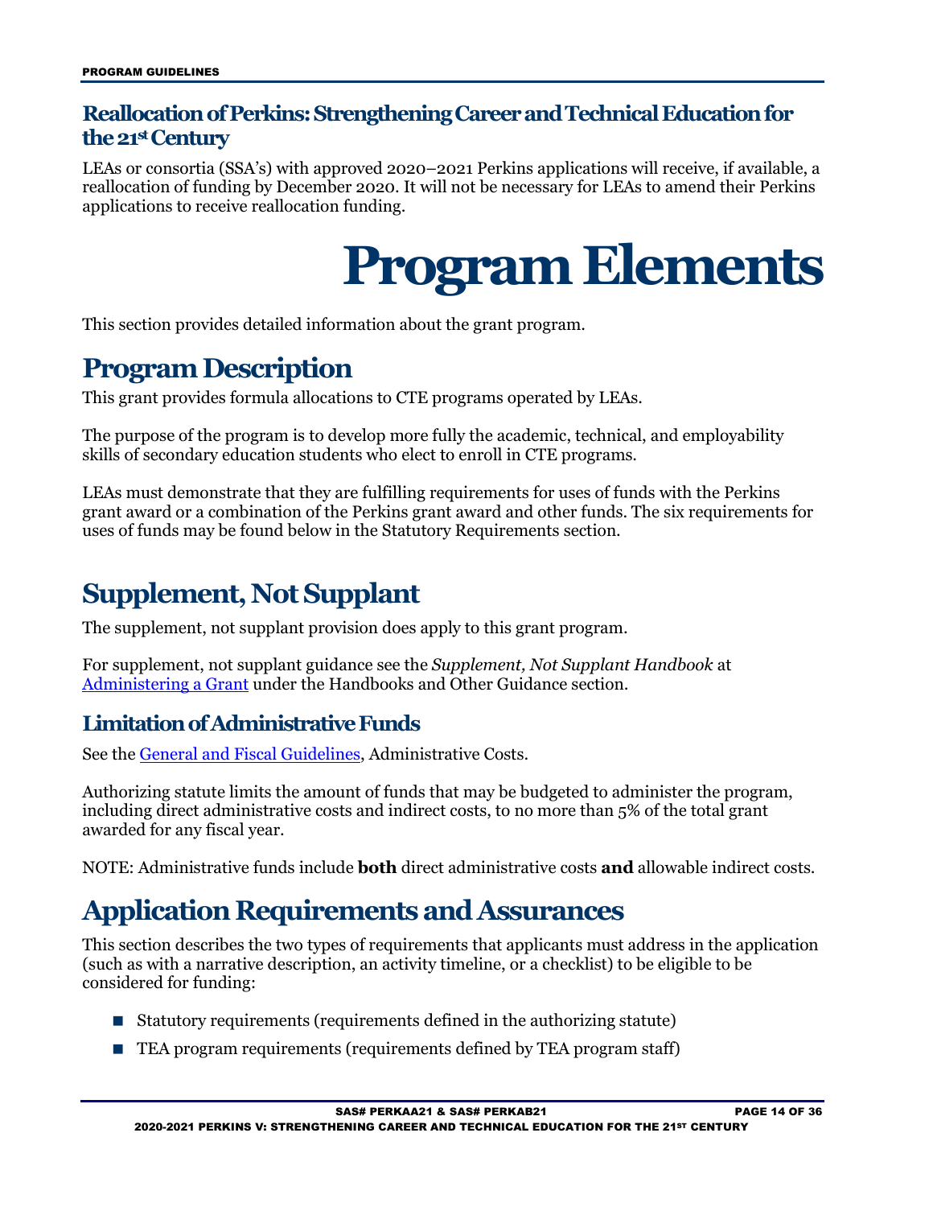## Reallocation of Perkins: Strengthening Career and Technical Education for the 21st Century

LEAs or consortia (SSA's) with approved 2020–2021 Perkins applications will receive, if available, a reallocation of funding by December 2020. It will not be necessary for LEAs to amend their Perkins applications to receive reallocation funding.

# Program Elements

This section provides detailed information about the grant program.

## Program Description

This grant provides formula allocations to CTE programs operated by LEAs.

The purpose of the program is to develop more fully the academic, technical, and employability skills of secondary education students who elect to enroll in CTE programs.

LEAs must demonstrate that they are fulfilling requirements for uses of funds with the Perkins grant award or a combination of the Perkins grant award and other funds. The six requirements for uses of funds may be found below in the Statutory Requirements section.

## Supplement, Not Supplant

The supplement, not supplant provision does apply to this grant program.

For supplement, not supplant guidance see the *Supplement, Not Supplant Handbook* at [Administering a Grant] under the Handbooks and Other Guidance section.

### Limitation of Administrative Funds

See the [General and Fiscal Guidelines], Administrative Costs.

Authorizing statute limits the amount of funds that may be budgeted to administer the program, including direct administrative costs and indirect costs, to no more than 5% of the total grant awarded for any fiscal year.

NOTE: Administrative funds include **both** direct administrative costs **and** allowable indirect costs.

## Application Requirements and Assurances

This section describes the two types of requirements that applicants must address in the application (such as with a narrative description, an activity timeline, or a checklist) to be eligible to be considered for funding:

- Statutory requirements (requirements defined in the authorizing statute)
- TEA program requirements (requirements defined by TEA program staff)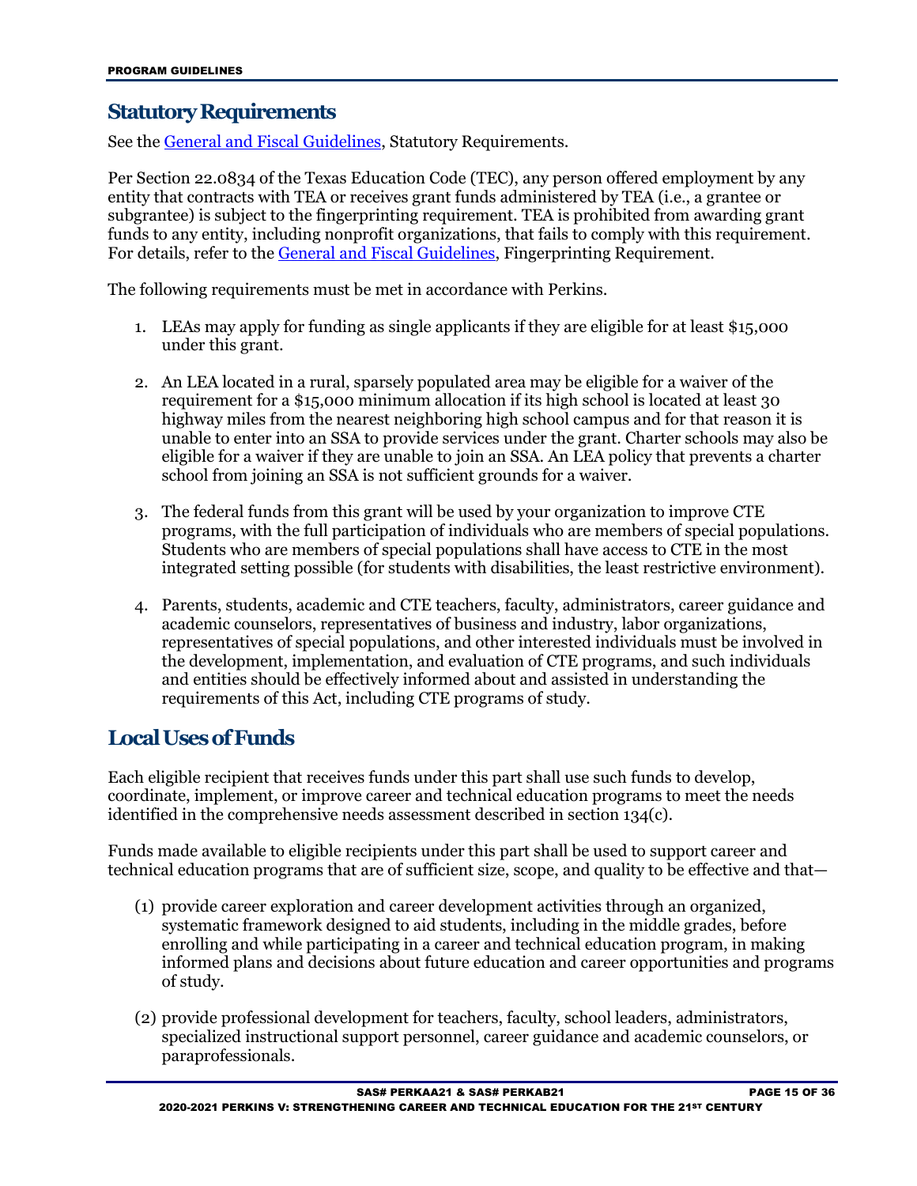## Statutory Requirements

See the General and Fiscal Guidelines, Statutory Requirements.

Per Section 22.0834 of the Texas Education Code (TEC), any person offered employment by any entity that contracts with TEA or receives grant funds administered by TEA (i.e., a grantee or subgrantee) is subject to the fingerprinting requirement. TEA is prohibited from awarding grant funds to any entity, including nonprofit organizations, that fails to comply with this requirement. For details, refer to the General and Fiscal Guidelines, Fingerprinting Requirement.

The following requirements must be met in accordance with Perkins.

1. LEAs may apply for funding as single applicants if they are eligible for at least $15,000 under this grant.
2. An LEA located in a rural, sparsely populated area may be eligible for a waiver of the requirement for a $15,000 minimum allocation if its high school is located at least 30 highway miles from the nearest neighboring high school campus and for that reason it is unable to enter into an SSA to provide services under the grant. Charter schools may also be eligible for a waiver if they are unable to join an SSA. An LEA policy that prevents a charter school from joining an SSA is not sufficient grounds for a waiver.
3. The federal funds from this grant will be used by your organization to improve CTE programs, with the full participation of individuals who are members of special populations. Students who are members of special populations shall have access to CTE in the most integrated setting possible (for students with disabilities, the least restrictive environment).
4. Parents, students, academic and CTE teachers, faculty, administrators, career guidance and academic counselors, representatives of business and industry, labor organizations, representatives of special populations, and other interested individuals must be involved in the development, implementation, and evaluation of CTE programs, and such individuals and entities should be effectively informed about and assisted in understanding the requirements of this Act, including CTE programs of study.

## Local Uses of Funds

Each eligible recipient that receives funds under this part shall use such funds to develop, coordinate, implement, or improve career and technical education programs to meet the needs identified in the comprehensive needs assessment described in section 134(c).

Funds made available to eligible recipients under this part shall be used to support career and technical education programs that are of sufficient size, scope, and quality to be effective and that—

(1) provide career exploration and career development activities through an organized, systematic framework designed to aid students, including in the middle grades, before enrolling and while participating in a career and technical education program, in making informed plans and decisions about future education and career opportunities and programs of study.

(2) provide professional development for teachers, faculty, school leaders, administrators, specialized instructional support personnel, career guidance and academic counselors, or paraprofessionals.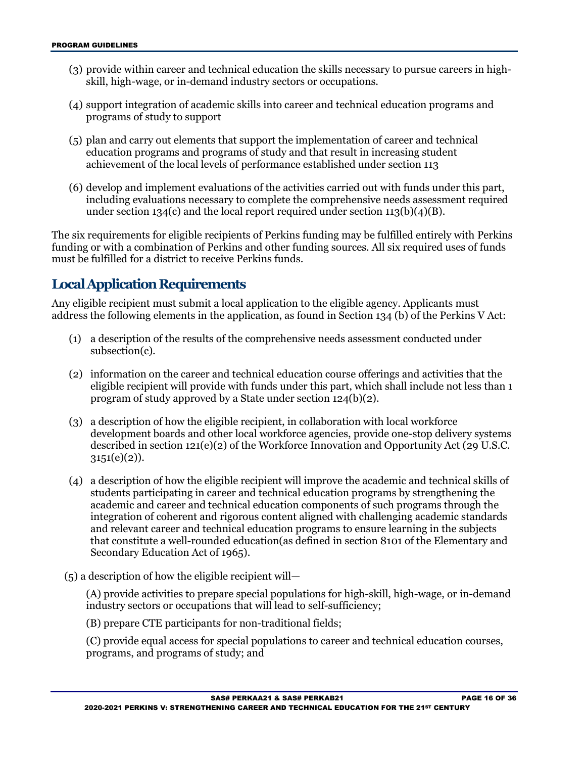(3) provide within career and technical education the skills necessary to pursue careers in high-skill, high-wage, or in-demand industry sectors or occupations.

(4) support integration of academic skills into career and technical education programs and programs of study to support

(5) plan and carry out elements that support the implementation of career and technical education programs and programs of study and that result in increasing student achievement of the local levels of performance established under section 113

(6) develop and implement evaluations of the activities carried out with funds under this part, including evaluations necessary to complete the comprehensive needs assessment required under section 134(c) and the local report required under section 113(b)(4)(B).

The six requirements for eligible recipients of Perkins funding may be fulfilled entirely with Perkins funding or with a combination of Perkins and other funding sources. All six required uses of funds must be fulfilled for a district to receive Perkins funds.

## Local Application Requirements

Any eligible recipient must submit a local application to the eligible agency. Applicants must address the following elements in the application, as found in Section 134 (b) of the Perkins V Act:

(1) a description of the results of the comprehensive needs assessment conducted under subsection(c).

(2) information on the career and technical education course offerings and activities that the eligible recipient will provide with funds under this part, which shall include not less than 1 program of study approved by a State under section 124(b)(2).

(3) a description of how the eligible recipient, in collaboration with local workforce development boards and other local workforce agencies, provide one-stop delivery systems described in section 121(e)(2) of the Workforce Innovation and Opportunity Act (29 U.S.C. 3151(e)(2)).

(4) a description of how the eligible recipient will improve the academic and technical skills of students participating in career and technical education programs by strengthening the academic and career and technical education components of such programs through the integration of coherent and rigorous content aligned with challenging academic standards and relevant career and technical education programs to ensure learning in the subjects that constitute a well-rounded education(as defined in section 8101 of the Elementary and Secondary Education Act of 1965).

(5) a description of how the eligible recipient will—

(A) provide activities to prepare special populations for high-skill, high-wage, or in-demand industry sectors or occupations that will lead to self-sufficiency;

(B) prepare CTE participants for non-traditional fields;

(C) provide equal access for special populations to career and technical education courses, programs, and programs of study; and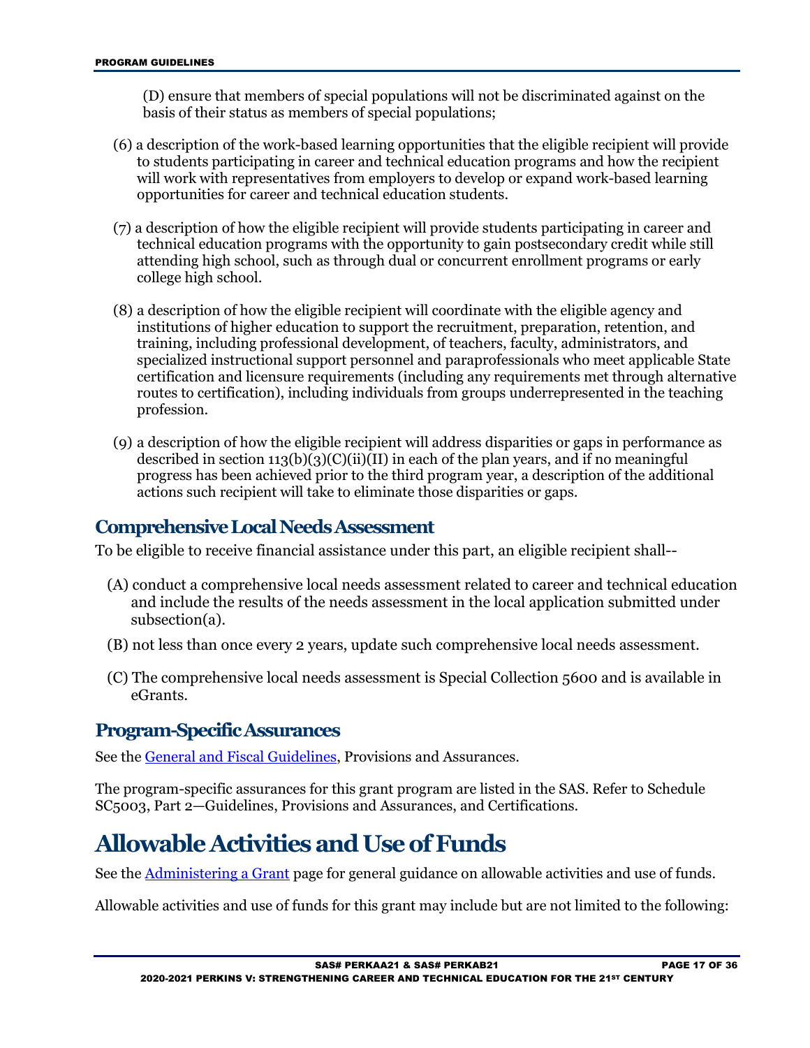(D) ensure that members of special populations will not be discriminated against on the basis of their status as members of special populations;

(6) a description of the work-based learning opportunities that the eligible recipient will provide to students participating in career and technical education programs and how the recipient will work with representatives from employers to develop or expand work-based learning opportunities for career and technical education students.

(7) a description of how the eligible recipient will provide students participating in career and technical education programs with the opportunity to gain postsecondary credit while still attending high school, such as through dual or concurrent enrollment programs or early college high school.

(8) a description of how the eligible recipient will coordinate with the eligible agency and institutions of higher education to support the recruitment, preparation, retention, and training, including professional development, of teachers, faculty, administrators, and specialized instructional support personnel and paraprofessionals who meet applicable State certification and licensure requirements (including any requirements met through alternative routes to certification), including individuals from groups underrepresented in the teaching profession.

(9) a description of how the eligible recipient will address disparities or gaps in performance as described in section 113(b)(3)(C)(ii)(II) in each of the plan years, and if no meaningful progress has been achieved prior to the third program year, a description of the additional actions such recipient will take to eliminate those disparities or gaps.

## Comprehensive Local Needs Assessment

To be eligible to receive financial assistance under this part, an eligible recipient shall--

(A) conduct a comprehensive local needs assessment related to career and technical education and include the results of the needs assessment in the local application submitted under subsection(a).

(B) not less than once every 2 years, update such comprehensive local needs assessment.

(C) The comprehensive local needs assessment is Special Collection 5600 and is available in eGrants.

## Program-Specific Assurances

See the General and Fiscal Guidelines, Provisions and Assurances.

The program-specific assurances for this grant program are listed in the SAS. Refer to Schedule SC5003, Part 2—Guidelines, Provisions and Assurances, and Certifications.

# Allowable Activities and Use of Funds

See the Administering a Grant page for general guidance on allowable activities and use of funds.

Allowable activities and use of funds for this grant may include but are not limited to the following: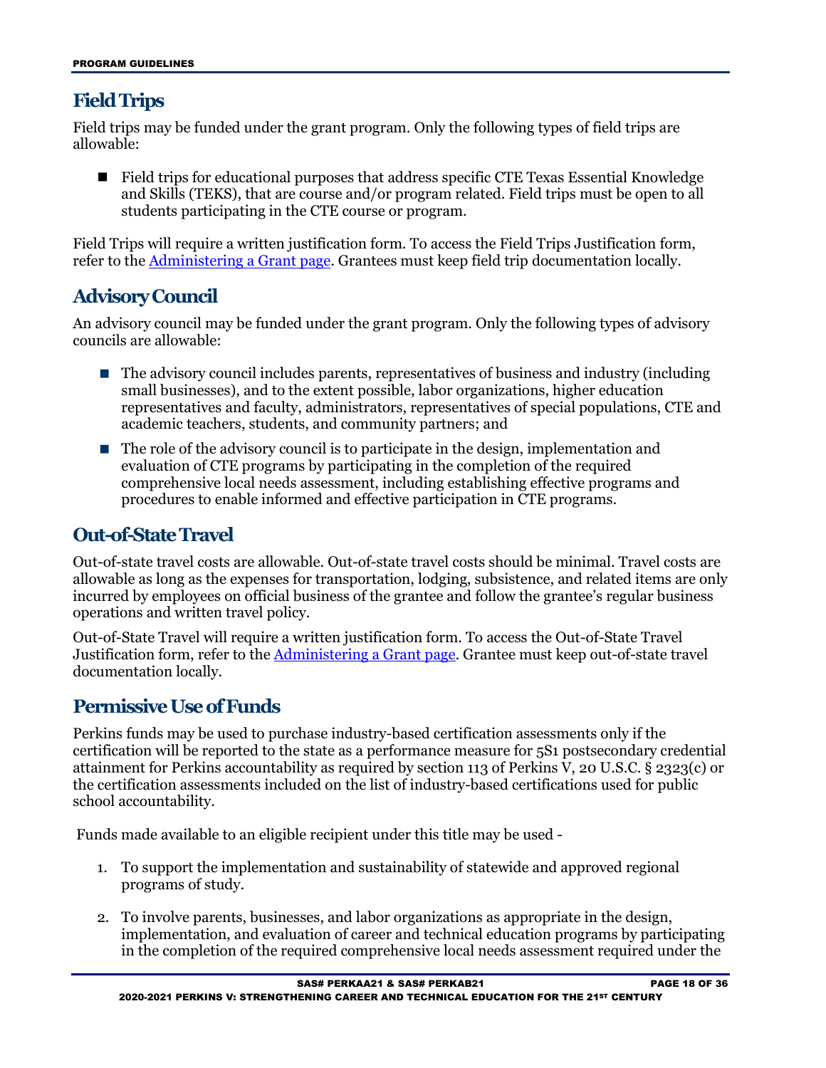## Field Trips

Field trips may be funded under the grant program. Only the following types of field trips are allowable:

- Field trips for educational purposes that address specific CTE Texas Essential Knowledge and Skills (TEKS), that are course and/or program related. Field trips must be open to all students participating in the CTE course or program.

Field Trips will require a written justification form. To access the Field Trips Justification form, refer to the Administering a Grant page. Grantees must keep field trip documentation locally.

## Advisory Council

An advisory council may be funded under the grant program. Only the following types of advisory councils are allowable:

- The advisory council includes parents, representatives of business and industry (including small businesses), and to the extent possible, labor organizations, higher education representatives and faculty, administrators, representatives of special populations, CTE and academic teachers, students, and community partners; and
- The role of the advisory council is to participate in the design, implementation and evaluation of CTE programs by participating in the completion of the required comprehensive local needs assessment, including establishing effective programs and procedures to enable informed and effective participation in CTE programs.

## Out-of-State Travel

Out-of-state travel costs are allowable. Out-of-state travel costs should be minimal. Travel costs are allowable as long as the expenses for transportation, lodging, subsistence, and related items are only incurred by employees on official business of the grantee and follow the grantee's regular business operations and written travel policy.

Out-of-State Travel will require a written justification form. To access the Out-of-State Travel Justification form, refer to the Administering a Grant page. Grantee must keep out-of-state travel documentation locally.

## Permissive Use of Funds

Perkins funds may be used to purchase industry-based certification assessments only if the certification will be reported to the state as a performance measure for 5S1 postsecondary credential attainment for Perkins accountability as required by section 113 of Perkins V, 20 U.S.C. § 2323(c) or the certification assessments included on the list of industry-based certifications used for public school accountability.

Funds made available to an eligible recipient under this title may be used -

1. To support the implementation and sustainability of statewide and approved regional programs of study.
2. To involve parents, businesses, and labor organizations as appropriate in the design, implementation, and evaluation of career and technical education programs by participating in the completion of the required comprehensive local needs assessment required under the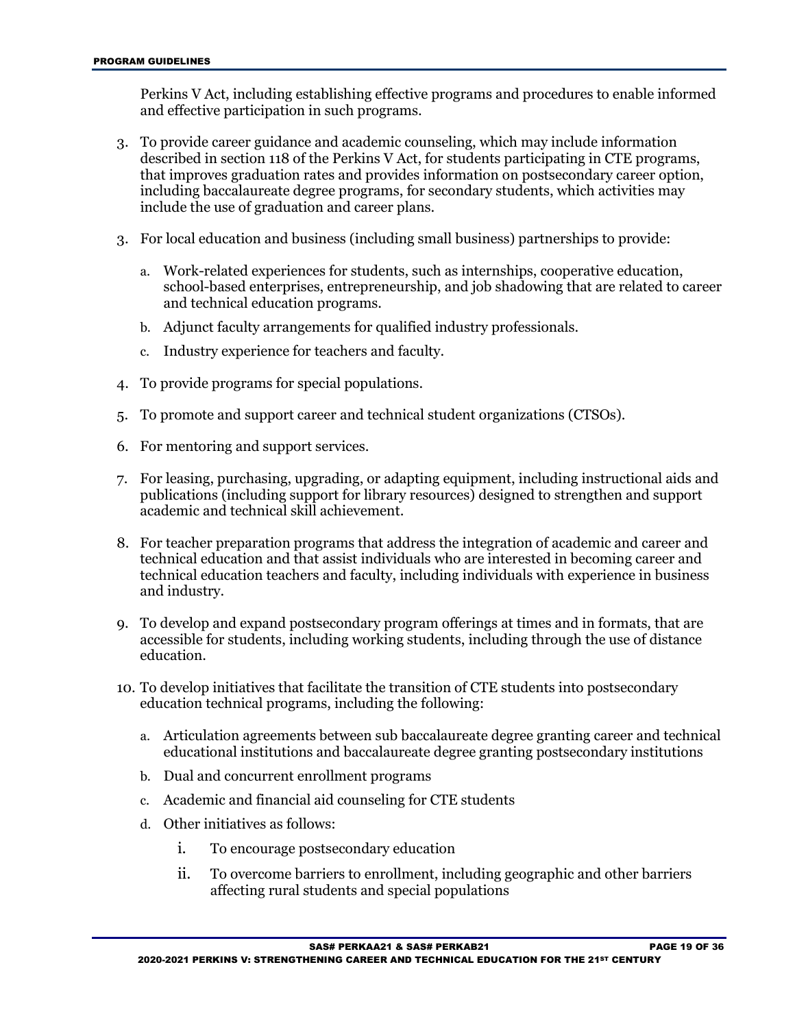Perkins V Act, including establishing effective programs and procedures to enable informed and effective participation in such programs.

3. To provide career guidance and academic counseling, which may include information described in section 118 of the Perkins V Act, for students participating in CTE programs, that improves graduation rates and provides information on postsecondary career option, including baccalaureate degree programs, for secondary students, which activities may include the use of graduation and career plans.

3. For local education and business (including small business) partnerships to provide:

   a. Work-related experiences for students, such as internships, cooperative education, school-based enterprises, entrepreneurship, and job shadowing that are related to career and technical education programs.

   b. Adjunct faculty arrangements for qualified industry professionals.

   c. Industry experience for teachers and faculty.

4. To provide programs for special populations.

5. To promote and support career and technical student organizations (CTSOs).

6. For mentoring and support services.

7. For leasing, purchasing, upgrading, or adapting equipment, including instructional aids and publications (including support for library resources) designed to strengthen and support academic and technical skill achievement.

8. For teacher preparation programs that address the integration of academic and career and technical education and that assist individuals who are interested in becoming career and technical education teachers and faculty, including individuals with experience in business and industry.

9. To develop and expand postsecondary program offerings at times and in formats, that are accessible for students, including working students, including through the use of distance education.

10. To develop initiatives that facilitate the transition of CTE students into postsecondary education technical programs, including the following:

    a. Articulation agreements between sub baccalaureate degree granting career and technical educational institutions and baccalaureate degree granting postsecondary institutions

    b. Dual and concurrent enrollment programs

    c. Academic and financial aid counseling for CTE students

    d. Other initiatives as follows:

       i. To encourage postsecondary education

       ii. To overcome barriers to enrollment, including geographic and other barriers affecting rural students and special populations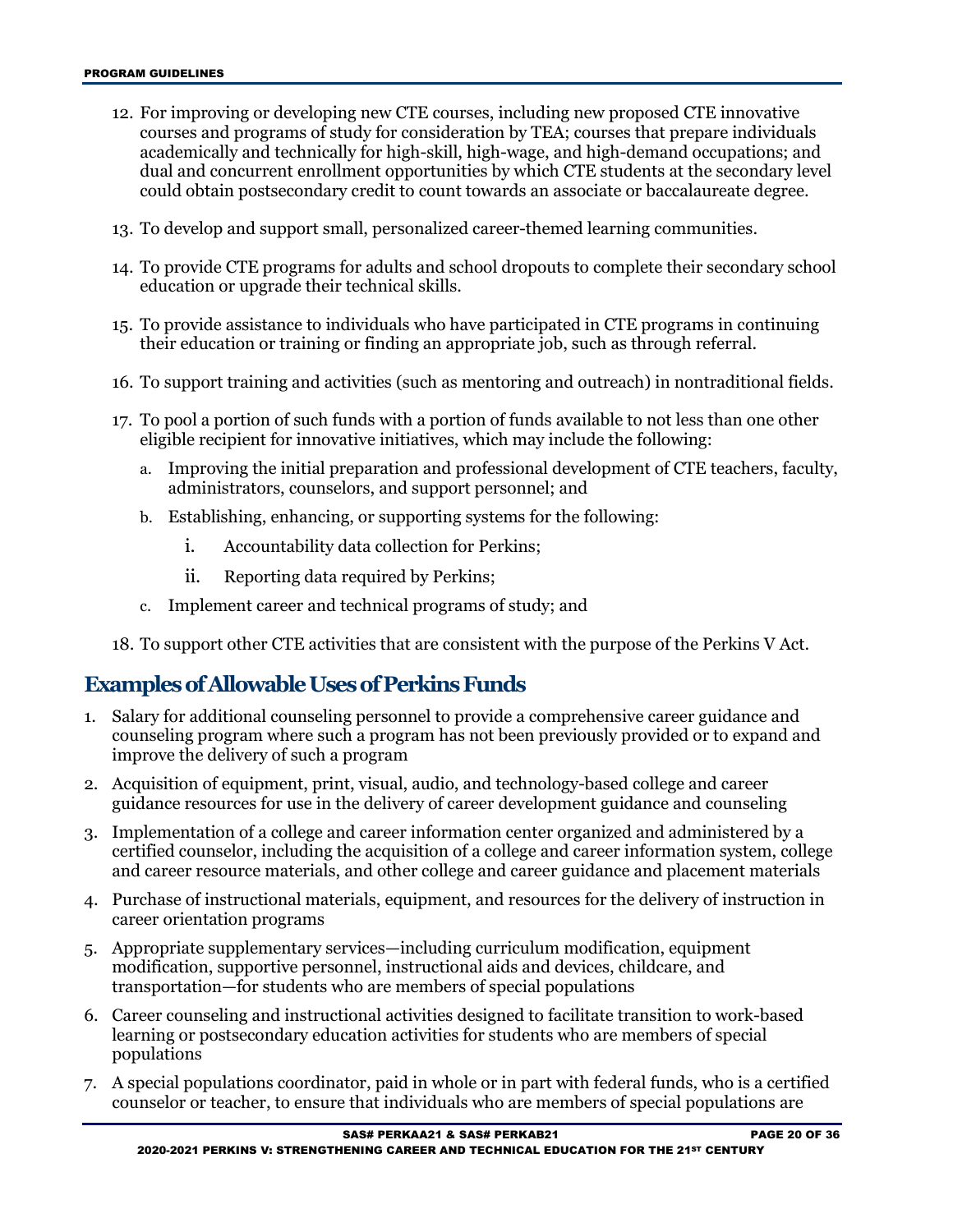12. For improving or developing new CTE courses, including new proposed CTE innovative courses and programs of study for consideration by TEA; courses that prepare individuals academically and technically for high-skill, high-wage, and high-demand occupations; and dual and concurrent enrollment opportunities by which CTE students at the secondary level could obtain postsecondary credit to count towards an associate or baccalaureate degree.

13. To develop and support small, personalized career-themed learning communities.

14. To provide CTE programs for adults and school dropouts to complete their secondary school education or upgrade their technical skills.

15. To provide assistance to individuals who have participated in CTE programs in continuing their education or training or finding an appropriate job, such as through referral.

16. To support training and activities (such as mentoring and outreach) in nontraditional fields.

17. To pool a portion of such funds with a portion of funds available to not less than one other eligible recipient for innovative initiatives, which may include the following:
    a. Improving the initial preparation and professional development of CTE teachers, faculty, administrators, counselors, and support personnel; and
    b. Establishing, enhancing, or supporting systems for the following:
        i. Accountability data collection for Perkins;
        ii. Reporting data required by Perkins;
    c. Implement career and technical programs of study; and

18. To support other CTE activities that are consistent with the purpose of the Perkins V Act.

## Examples of Allowable Uses of Perkins Funds

1. Salary for additional counseling personnel to provide a comprehensive career guidance and counseling program where such a program has not been previously provided or to expand and improve the delivery of such a program
2. Acquisition of equipment, print, visual, audio, and technology-based college and career guidance resources for use in the delivery of career development guidance and counseling
3. Implementation of a college and career information center organized and administered by a certified counselor, including the acquisition of a college and career information system, college and career resource materials, and other college and career guidance and placement materials
4. Purchase of instructional materials, equipment, and resources for the delivery of instruction in career orientation programs
5. Appropriate supplementary services—including curriculum modification, equipment modification, supportive personnel, instructional aids and devices, childcare, and transportation—for students who are members of special populations
6. Career counseling and instructional activities designed to facilitate transition to work-based learning or postsecondary education activities for students who are members of special populations
7. A special populations coordinator, paid in whole or in part with federal funds, who is a certified counselor or teacher, to ensure that individuals who are members of special populations are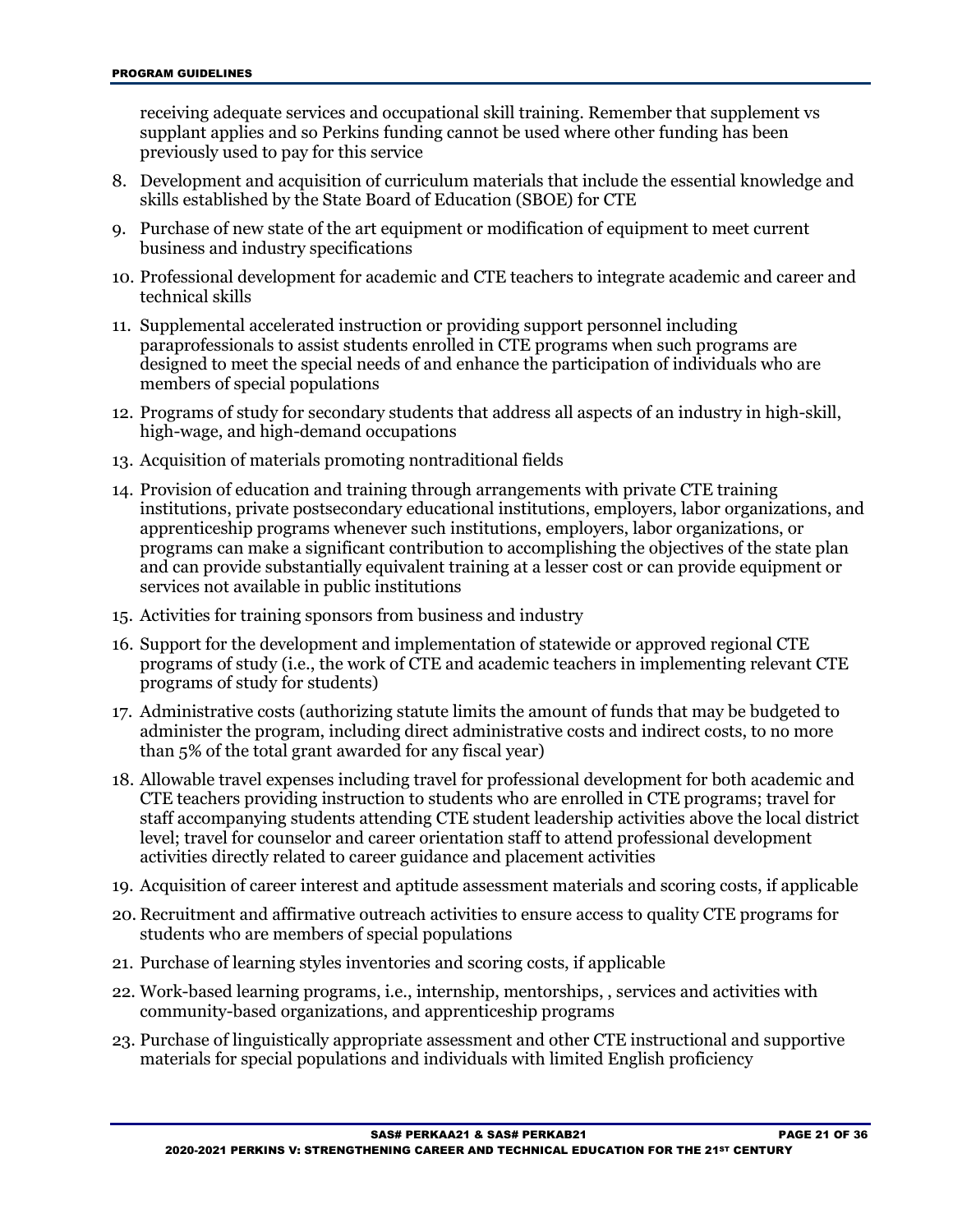receiving adequate services and occupational skill training. Remember that supplement vs supplant applies and so Perkins funding cannot be used where other funding has been previously used to pay for this service

8. Development and acquisition of curriculum materials that include the essential knowledge and skills established by the State Board of Education (SBOE) for CTE
9. Purchase of new state of the art equipment or modification of equipment to meet current business and industry specifications
10. Professional development for academic and CTE teachers to integrate academic and career and technical skills
11. Supplemental accelerated instruction or providing support personnel including paraprofessionals to assist students enrolled in CTE programs when such programs are designed to meet the special needs of and enhance the participation of individuals who are members of special populations
12. Programs of study for secondary students that address all aspects of an industry in high-skill, high-wage, and high-demand occupations
13. Acquisition of materials promoting nontraditional fields
14. Provision of education and training through arrangements with private CTE training institutions, private postsecondary educational institutions, employers, labor organizations, and apprenticeship programs whenever such institutions, employers, labor organizations, or programs can make a significant contribution to accomplishing the objectives of the state plan and can provide substantially equivalent training at a lesser cost or can provide equipment or services not available in public institutions
15. Activities for training sponsors from business and industry
16. Support for the development and implementation of statewide or approved regional CTE programs of study (i.e., the work of CTE and academic teachers in implementing relevant CTE programs of study for students)
17. Administrative costs (authorizing statute limits the amount of funds that may be budgeted to administer the program, including direct administrative costs and indirect costs, to no more than 5% of the total grant awarded for any fiscal year)
18. Allowable travel expenses including travel for professional development for both academic and CTE teachers providing instruction to students who are enrolled in CTE programs; travel for staff accompanying students attending CTE student leadership activities above the local district level; travel for counselor and career orientation staff to attend professional development activities directly related to career guidance and placement activities
19. Acquisition of career interest and aptitude assessment materials and scoring costs, if applicable
20. Recruitment and affirmative outreach activities to ensure access to quality CTE programs for students who are members of special populations
21. Purchase of learning styles inventories and scoring costs, if applicable
22. Work-based learning programs, i.e., internship, mentorships, , services and activities with community-based organizations, and apprenticeship programs
23. Purchase of linguistically appropriate assessment and other CTE instructional and supportive materials for special populations and individuals with limited English proficiency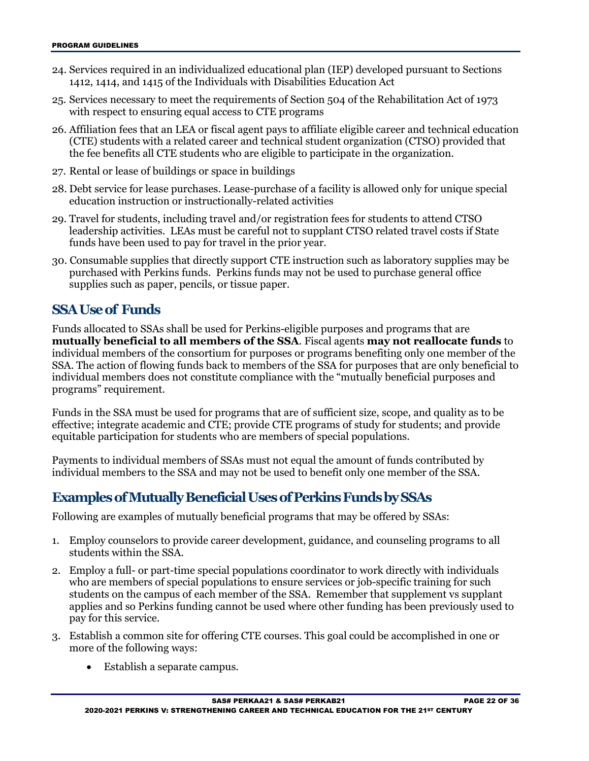24. Services required in an individualized educational plan (IEP) developed pursuant to Sections 1412, 1414, and 1415 of the Individuals with Disabilities Education Act
25. Services necessary to meet the requirements of Section 504 of the Rehabilitation Act of 1973 with respect to ensuring equal access to CTE programs
26. Affiliation fees that an LEA or fiscal agent pays to affiliate eligible career and technical education (CTE) students with a related career and technical student organization (CTSO) provided that the fee benefits all CTE students who are eligible to participate in the organization.
27. Rental or lease of buildings or space in buildings
28. Debt service for lease purchases. Lease-purchase of a facility is allowed only for unique special education instruction or instructionally-related activities
29. Travel for students, including travel and/or registration fees for students to attend CTSO leadership activities. LEAs must be careful not to supplant CTSO related travel costs if State funds have been used to pay for travel in the prior year.
30. Consumable supplies that directly support CTE instruction such as laboratory supplies may be purchased with Perkins funds. Perkins funds may not be used to purchase general office supplies such as paper, pencils, or tissue paper.

## SSA Use of Funds

Funds allocated to SSAs shall be used for Perkins-eligible purposes and programs that are **mutually beneficial to all members of the SSA**. Fiscal agents **may not reallocate funds** to individual members of the consortium for purposes or programs benefiting only one member of the SSA. The action of flowing funds back to members of the SSA for purposes that are only beneficial to individual members does not constitute compliance with the "mutually beneficial purposes and programs" requirement.

Funds in the SSA must be used for programs that are of sufficient size, scope, and quality as to be effective; integrate academic and CTE; provide CTE programs of study for students; and provide equitable participation for students who are members of special populations.

Payments to individual members of SSAs must not equal the amount of funds contributed by individual members to the SSA and may not be used to benefit only one member of the SSA.

## Examples of Mutually Beneficial Uses of Perkins Funds by SSAs

Following are examples of mutually beneficial programs that may be offered by SSAs:

1. Employ counselors to provide career development, guidance, and counseling programs to all students within the SSA.
2. Employ a full- or part-time special populations coordinator to work directly with individuals who are members of special populations to ensure services or job-specific training for such students on the campus of each member of the SSA. Remember that supplement vs supplant applies and so Perkins funding cannot be used where other funding has been previously used to pay for this service.
3. Establish a common site for offering CTE courses. This goal could be accomplished in one or more of the following ways:
    - Establish a separate campus.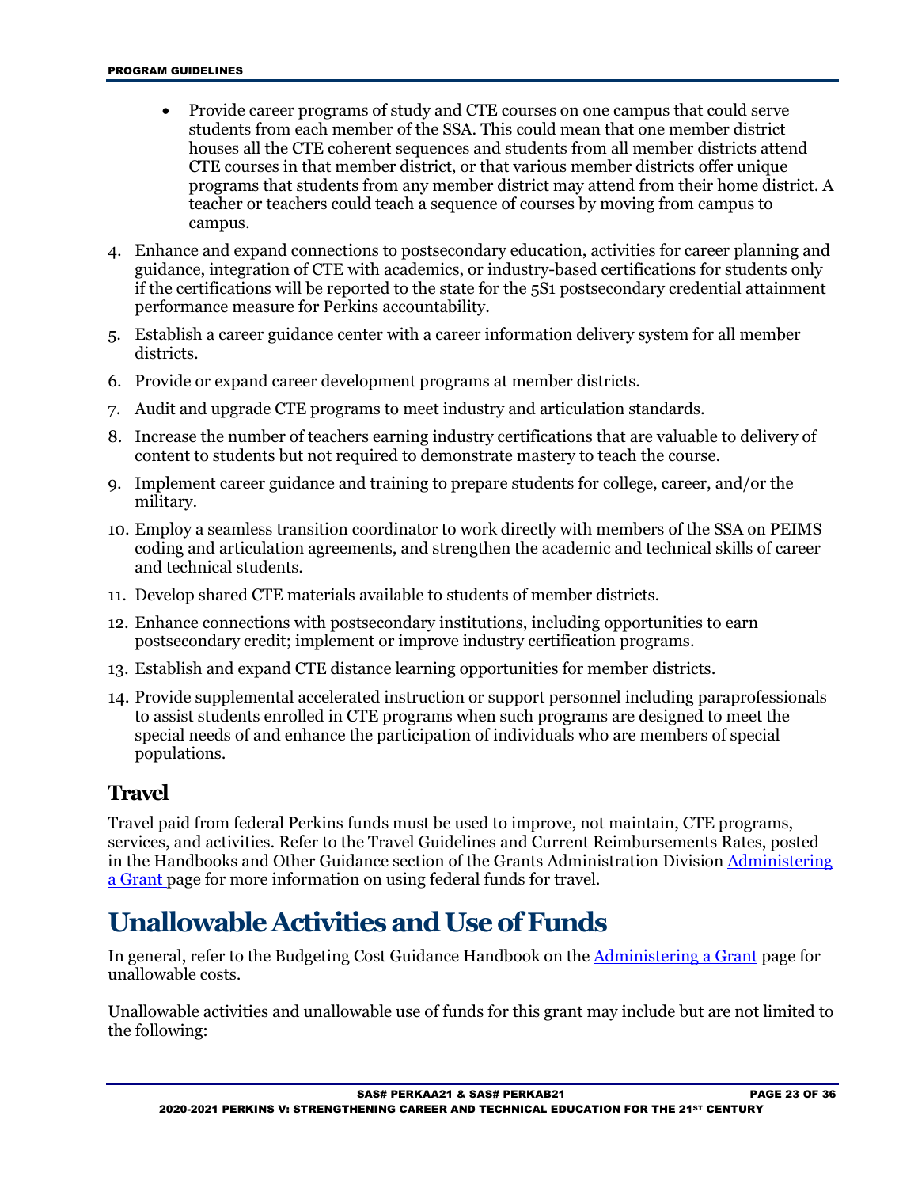- Provide career programs of study and CTE courses on one campus that could serve students from each member of the SSA. This could mean that one member district houses all the CTE coherent sequences and students from all member districts attend CTE courses in that member district, or that various member districts offer unique programs that students from any member district may attend from their home district. A teacher or teachers could teach a sequence of courses by moving from campus to campus.

4. Enhance and expand connections to postsecondary education, activities for career planning and guidance, integration of CTE with academics, or industry-based certifications for students only if the certifications will be reported to the state for the 5S1 postsecondary credential attainment performance measure for Perkins accountability.
5. Establish a career guidance center with a career information delivery system for all member districts.
6. Provide or expand career development programs at member districts.
7. Audit and upgrade CTE programs to meet industry and articulation standards.
8. Increase the number of teachers earning industry certifications that are valuable to delivery of content to students but not required to demonstrate mastery to teach the course.
9. Implement career guidance and training to prepare students for college, career, and/or the military.
10. Employ a seamless transition coordinator to work directly with members of the SSA on PEIMS coding and articulation agreements, and strengthen the academic and technical skills of career and technical students.
11. Develop shared CTE materials available to students of member districts.
12. Enhance connections with postsecondary institutions, including opportunities to earn postsecondary credit; implement or improve industry certification programs.
13. Establish and expand CTE distance learning opportunities for member districts.
14. Provide supplemental accelerated instruction or support personnel including paraprofessionals to assist students enrolled in CTE programs when such programs are designed to meet the special needs of and enhance the participation of individuals who are members of special populations.

## Travel

Travel paid from federal Perkins funds must be used to improve, not maintain, CTE programs, services, and activities. Refer to the Travel Guidelines and Current Reimbursements Rates, posted in the Handbooks and Other Guidance section of the Grants Administration Division Administering a Grant page for more information on using federal funds for travel.

# Unallowable Activities and Use of Funds

In general, refer to the Budgeting Cost Guidance Handbook on the Administering a Grant page for unallowable costs.

Unallowable activities and unallowable use of funds for this grant may include but are not limited to the following: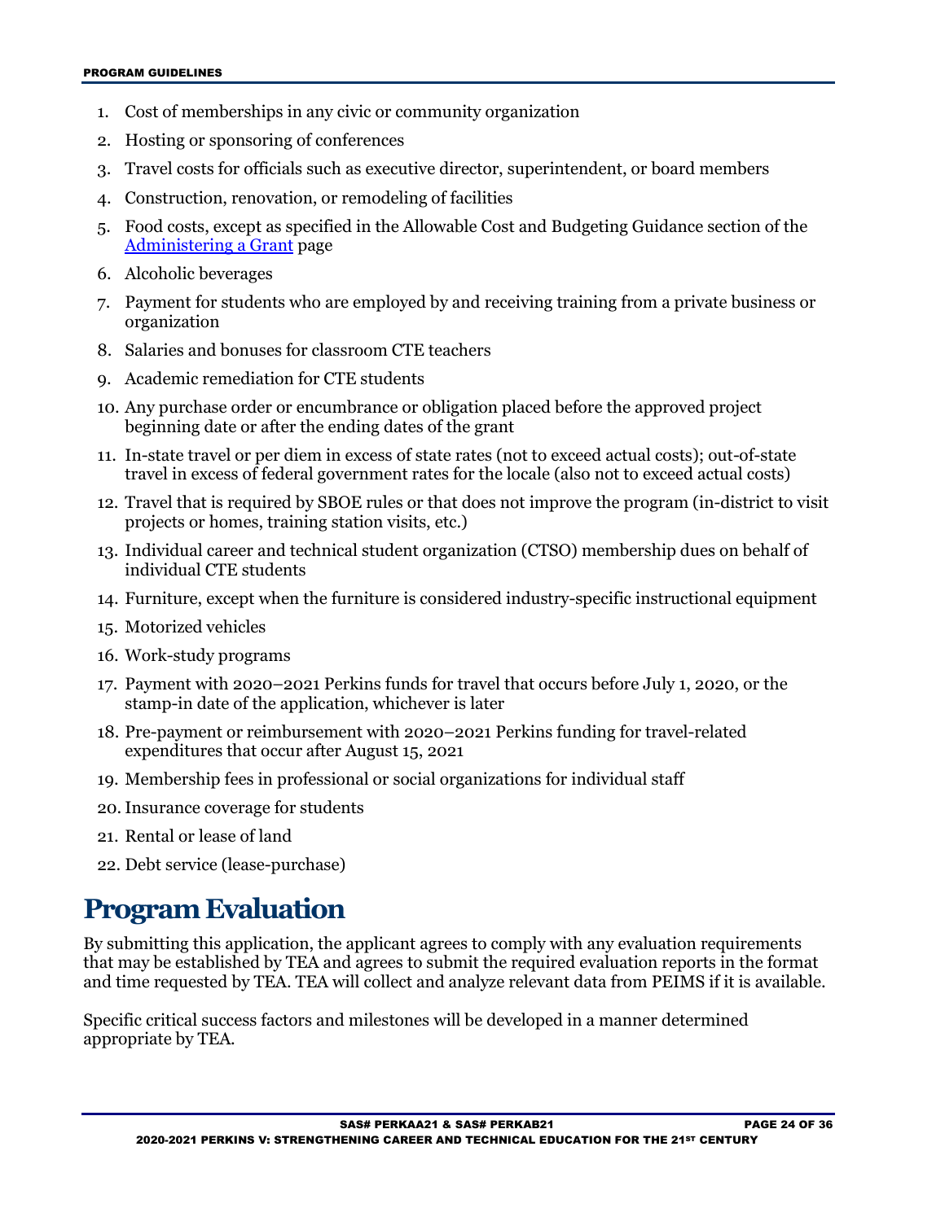1. Cost of memberships in any civic or community organization
2. Hosting or sponsoring of conferences
3. Travel costs for officials such as executive director, superintendent, or board members
4. Construction, renovation, or remodeling of facilities
5. Food costs, except as specified in the Allowable Cost and Budgeting Guidance section of the [Administering a Grant] page
6. Alcoholic beverages
7. Payment for students who are employed by and receiving training from a private business or organization
8. Salaries and bonuses for classroom CTE teachers
9. Academic remediation for CTE students
10. Any purchase order or encumbrance or obligation placed before the approved project beginning date or after the ending dates of the grant
11. In-state travel or per diem in excess of state rates (not to exceed actual costs); out-of-state travel in excess of federal government rates for the locale (also not to exceed actual costs)
12. Travel that is required by SBOE rules or that does not improve the program (in-district to visit projects or homes, training station visits, etc.)
13. Individual career and technical student organization (CTSO) membership dues on behalf of individual CTE students
14. Furniture, except when the furniture is considered industry-specific instructional equipment
15. Motorized vehicles
16. Work-study programs
17. Payment with 2020–2021 Perkins funds for travel that occurs before July 1, 2020, or the stamp-in date of the application, whichever is later
18. Pre-payment or reimbursement with 2020–2021 Perkins funding for travel-related expenditures that occur after August 15, 2021
19. Membership fees in professional or social organizations for individual staff
20. Insurance coverage for students
21. Rental or lease of land
22. Debt service (lease-purchase)

# Program Evaluation

By submitting this application, the applicant agrees to comply with any evaluation requirements that may be established by TEA and agrees to submit the required evaluation reports in the format and time requested by TEA. TEA will collect and analyze relevant data from PEIMS if it is available.

Specific critical success factors and milestones will be developed in a manner determined appropriate by TEA.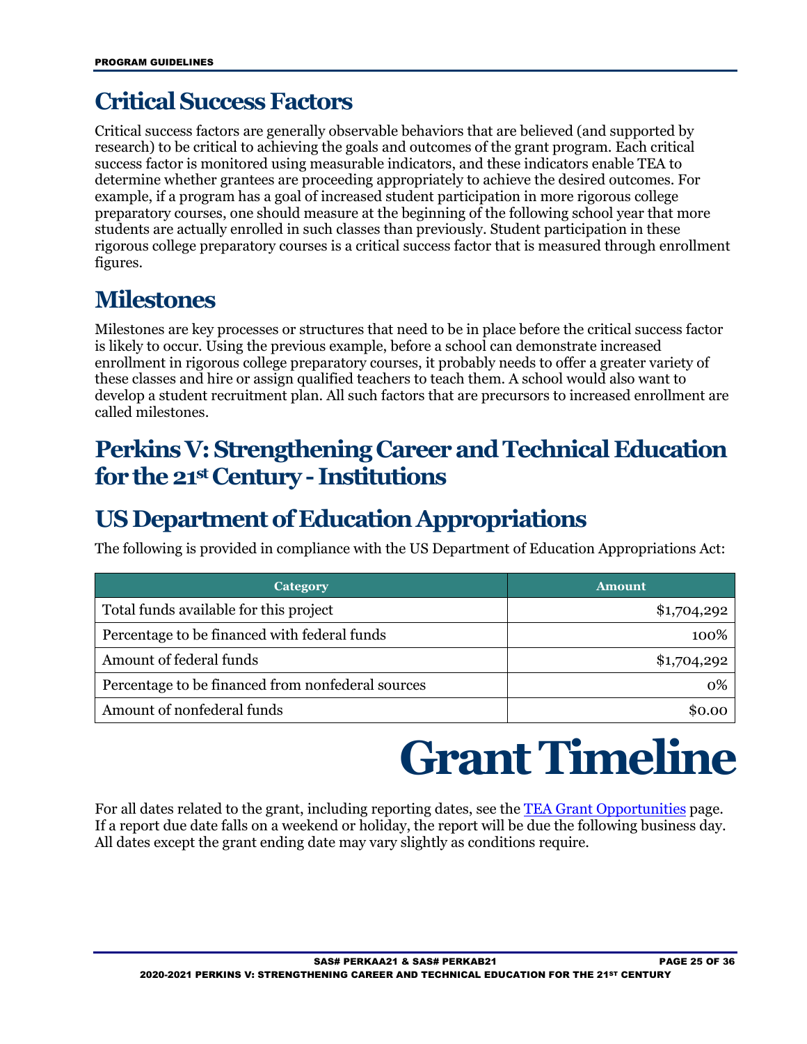# Critical Success Factors

Critical success factors are generally observable behaviors that are believed (and supported by research) to be critical to achieving the goals and outcomes of the grant program. Each critical success factor is monitored using measurable indicators, and these indicators enable TEA to determine whether grantees are proceeding appropriately to achieve the desired outcomes. For example, if a program has a goal of increased student participation in more rigorous college preparatory courses, one should measure at the beginning of the following school year that more students are actually enrolled in such classes than previously. Student participation in these rigorous college preparatory courses is a critical success factor that is measured through enrollment figures.

# Milestones

Milestones are key processes or structures that need to be in place before the critical success factor is likely to occur. Using the previous example, before a school can demonstrate increased enrollment in rigorous college preparatory courses, it probably needs to offer a greater variety of these classes and hire or assign qualified teachers to teach them. A school would also want to develop a student recruitment plan. All such factors that are precursors to increased enrollment are called milestones.

# Perkins V: Strengthening Career and Technical Education for the 21st Century - Institutions

# US Department of Education Appropriations

The following is provided in compliance with the US Department of Education Appropriations Act:

| Category | Amount |
|---|---|
| Total funds available for this project | $1,704,292 |
| Percentage to be financed with federal funds | 100% |
| Amount of federal funds | $1,704,292 |
| Percentage to be financed from nonfederal sources | 0% |
| Amount of nonfederal funds | $0.00 |

# Grant Timeline

For all dates related to the grant, including reporting dates, see the [TEA Grant Opportunities] page. If a report due date falls on a weekend or holiday, the report will be due the following business day. All dates except the grant ending date may vary slightly as conditions require.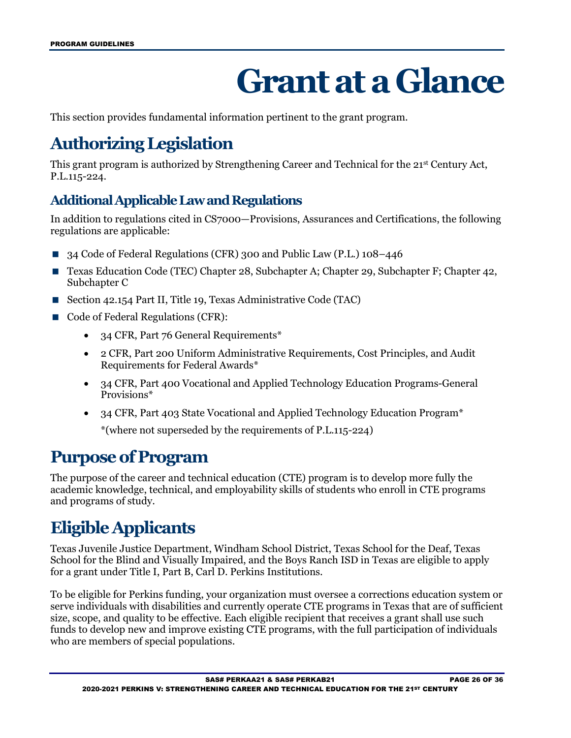# Grant at a Glance

This section provides fundamental information pertinent to the grant program.

## Authorizing Legislation

This grant program is authorized by Strengthening Career and Technical for the 21st Century Act, P.L.115-224.

### Additional Applicable Law and Regulations

In addition to regulations cited in CS7000—Provisions, Assurances and Certifications, the following regulations are applicable:

- 34 Code of Federal Regulations (CFR) 300 and Public Law (P.L.) 108–446
- Texas Education Code (TEC) Chapter 28, Subchapter A; Chapter 29, Subchapter F; Chapter 42, Subchapter C
- Section 42.154 Part II, Title 19, Texas Administrative Code (TAC)
- Code of Federal Regulations (CFR):
  - 34 CFR, Part 76 General Requirements*
  - 2 CFR, Part 200 Uniform Administrative Requirements, Cost Principles, and Audit Requirements for Federal Awards*
  - 34 CFR, Part 400 Vocational and Applied Technology Education Programs-General Provisions*
  - 34 CFR, Part 403 State Vocational and Applied Technology Education Program*

    *(where not superseded by the requirements of P.L.115-224)

## Purpose of Program

The purpose of the career and technical education (CTE) program is to develop more fully the academic knowledge, technical, and employability skills of students who enroll in CTE programs and programs of study.

## Eligible Applicants

Texas Juvenile Justice Department, Windham School District, Texas School for the Deaf, Texas School for the Blind and Visually Impaired, and the Boys Ranch ISD in Texas are eligible to apply for a grant under Title I, Part B, Carl D. Perkins Institutions.

To be eligible for Perkins funding, your organization must oversee a corrections education system or serve individuals with disabilities and currently operate CTE programs in Texas that are of sufficient size, scope, and quality to be effective. Each eligible recipient that receives a grant shall use such funds to develop new and improve existing CTE programs, with the full participation of individuals who are members of special populations.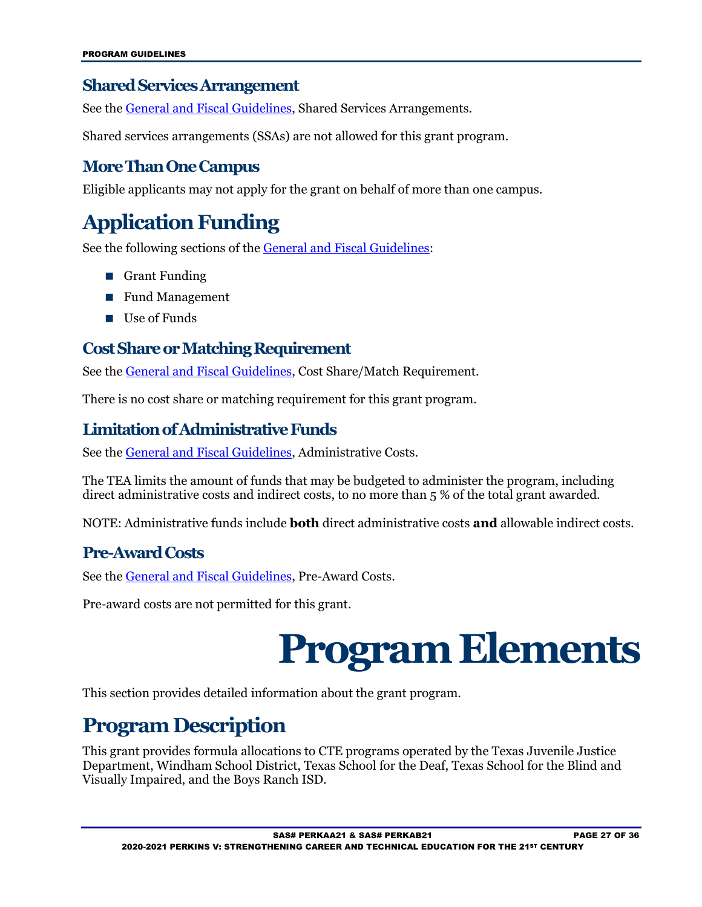### Shared Services Arrangement

See the General and Fiscal Guidelines, Shared Services Arrangements.

Shared services arrangements (SSAs) are not allowed for this grant program.

### More Than One Campus

Eligible applicants may not apply for the grant on behalf of more than one campus.

## Application Funding

See the following sections of the General and Fiscal Guidelines:

- Grant Funding
- Fund Management
- Use of Funds

### Cost Share or Matching Requirement

See the General and Fiscal Guidelines, Cost Share/Match Requirement.

There is no cost share or matching requirement for this grant program.

### Limitation of Administrative Funds

See the General and Fiscal Guidelines, Administrative Costs.

The TEA limits the amount of funds that may be budgeted to administer the program, including direct administrative costs and indirect costs, to no more than 5 % of the total grant awarded.

NOTE: Administrative funds include **both** direct administrative costs **and** allowable indirect costs.

### Pre-Award Costs

See the General and Fiscal Guidelines, Pre-Award Costs.

Pre-award costs are not permitted for this grant.

# Program Elements

This section provides detailed information about the grant program.

## Program Description

This grant provides formula allocations to CTE programs operated by the Texas Juvenile Justice Department, Windham School District, Texas School for the Deaf, Texas School for the Blind and Visually Impaired, and the Boys Ranch ISD.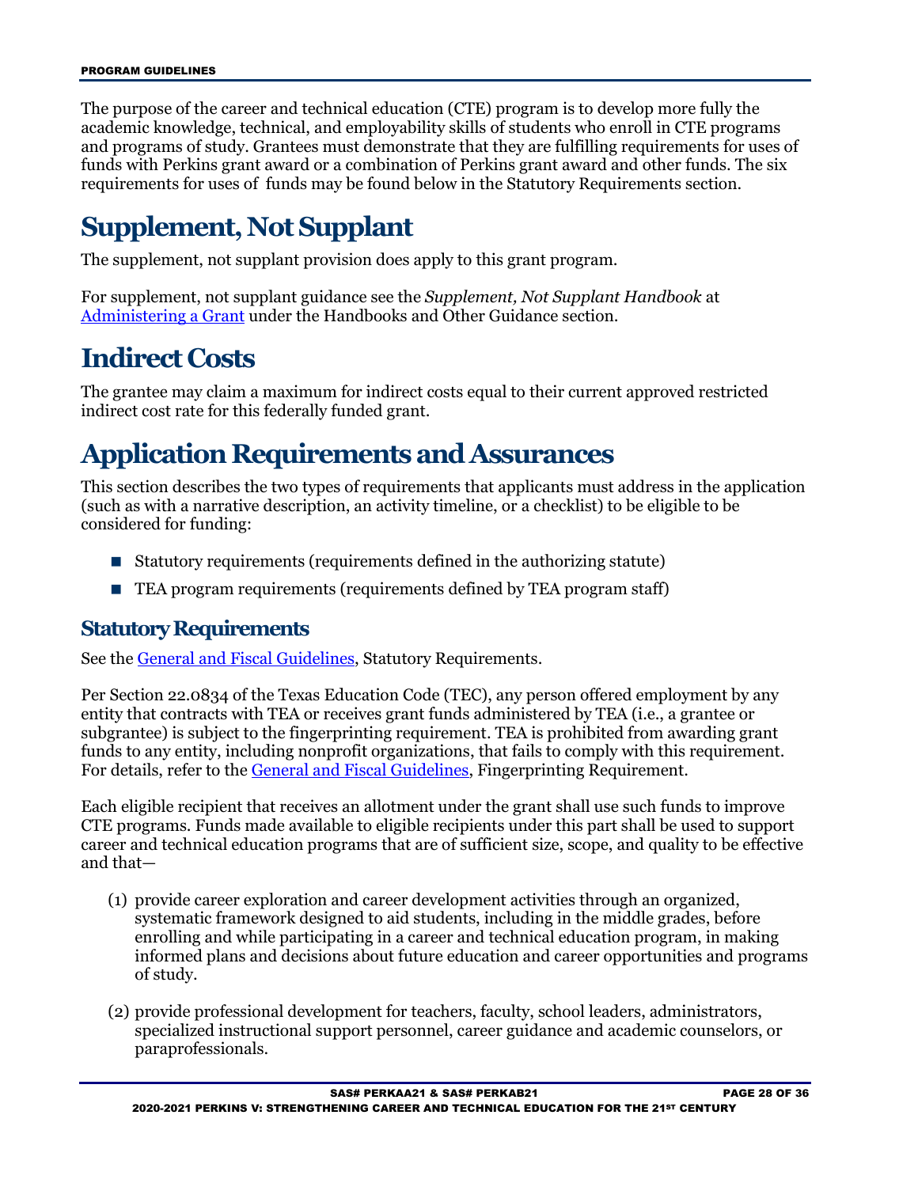The purpose of the career and technical education (CTE) program is to develop more fully the academic knowledge, technical, and employability skills of students who enroll in CTE programs and programs of study. Grantees must demonstrate that they are fulfilling requirements for uses of funds with Perkins grant award or a combination of Perkins grant award and other funds. The six requirements for uses of funds may be found below in the Statutory Requirements section.

# Supplement, Not Supplant

The supplement, not supplant provision does apply to this grant program.

For supplement, not supplant guidance see the *Supplement, Not Supplant Handbook* at Administering a Grant under the Handbooks and Other Guidance section.

# Indirect Costs

The grantee may claim a maximum for indirect costs equal to their current approved restricted indirect cost rate for this federally funded grant.

# Application Requirements and Assurances

This section describes the two types of requirements that applicants must address in the application (such as with a narrative description, an activity timeline, or a checklist) to be eligible to be considered for funding:

- Statutory requirements (requirements defined in the authorizing statute)
- TEA program requirements (requirements defined by TEA program staff)

## Statutory Requirements

See the General and Fiscal Guidelines, Statutory Requirements.

Per Section 22.0834 of the Texas Education Code (TEC), any person offered employment by any entity that contracts with TEA or receives grant funds administered by TEA (i.e., a grantee or subgrantee) is subject to the fingerprinting requirement. TEA is prohibited from awarding grant funds to any entity, including nonprofit organizations, that fails to comply with this requirement. For details, refer to the General and Fiscal Guidelines, Fingerprinting Requirement.

Each eligible recipient that receives an allotment under the grant shall use such funds to improve CTE programs. Funds made available to eligible recipients under this part shall be used to support career and technical education programs that are of sufficient size, scope, and quality to be effective and that—

(1) provide career exploration and career development activities through an organized, systematic framework designed to aid students, including in the middle grades, before enrolling and while participating in a career and technical education program, in making informed plans and decisions about future education and career opportunities and programs of study.

(2) provide professional development for teachers, faculty, school leaders, administrators, specialized instructional support personnel, career guidance and academic counselors, or paraprofessionals.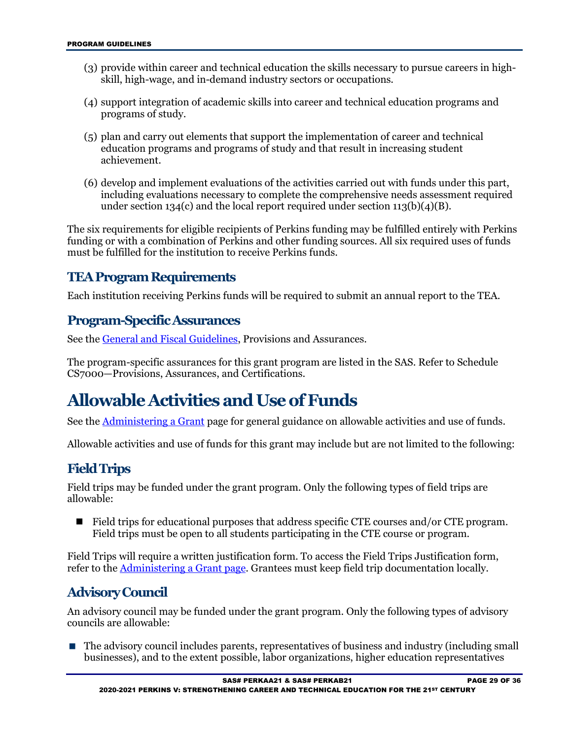(3) provide within career and technical education the skills necessary to pursue careers in high-skill, high-wage, and in-demand industry sectors or occupations.

(4) support integration of academic skills into career and technical education programs and programs of study.

(5) plan and carry out elements that support the implementation of career and technical education programs and programs of study and that result in increasing student achievement.

(6) develop and implement evaluations of the activities carried out with funds under this part, including evaluations necessary to complete the comprehensive needs assessment required under section 134(c) and the local report required under section 113(b)(4)(B).

The six requirements for eligible recipients of Perkins funding may be fulfilled entirely with Perkins funding or with a combination of Perkins and other funding sources. All six required uses of funds must be fulfilled for the institution to receive Perkins funds.

## TEA Program Requirements

Each institution receiving Perkins funds will be required to submit an annual report to the TEA.

## Program-Specific Assurances

See the General and Fiscal Guidelines, Provisions and Assurances.

The program-specific assurances for this grant program are listed in the SAS. Refer to Schedule CS7000—Provisions, Assurances, and Certifications.

# Allowable Activities and Use of Funds

See the Administering a Grant page for general guidance on allowable activities and use of funds.

Allowable activities and use of funds for this grant may include but are not limited to the following:

## Field Trips

Field trips may be funded under the grant program. Only the following types of field trips are allowable:

- Field trips for educational purposes that address specific CTE courses and/or CTE program. Field trips must be open to all students participating in the CTE course or program.

Field Trips will require a written justification form. To access the Field Trips Justification form, refer to the Administering a Grant page. Grantees must keep field trip documentation locally.

## Advisory Council

An advisory council may be funded under the grant program. Only the following types of advisory councils are allowable:

- The advisory council includes parents, representatives of business and industry (including small businesses), and to the extent possible, labor organizations, higher education representatives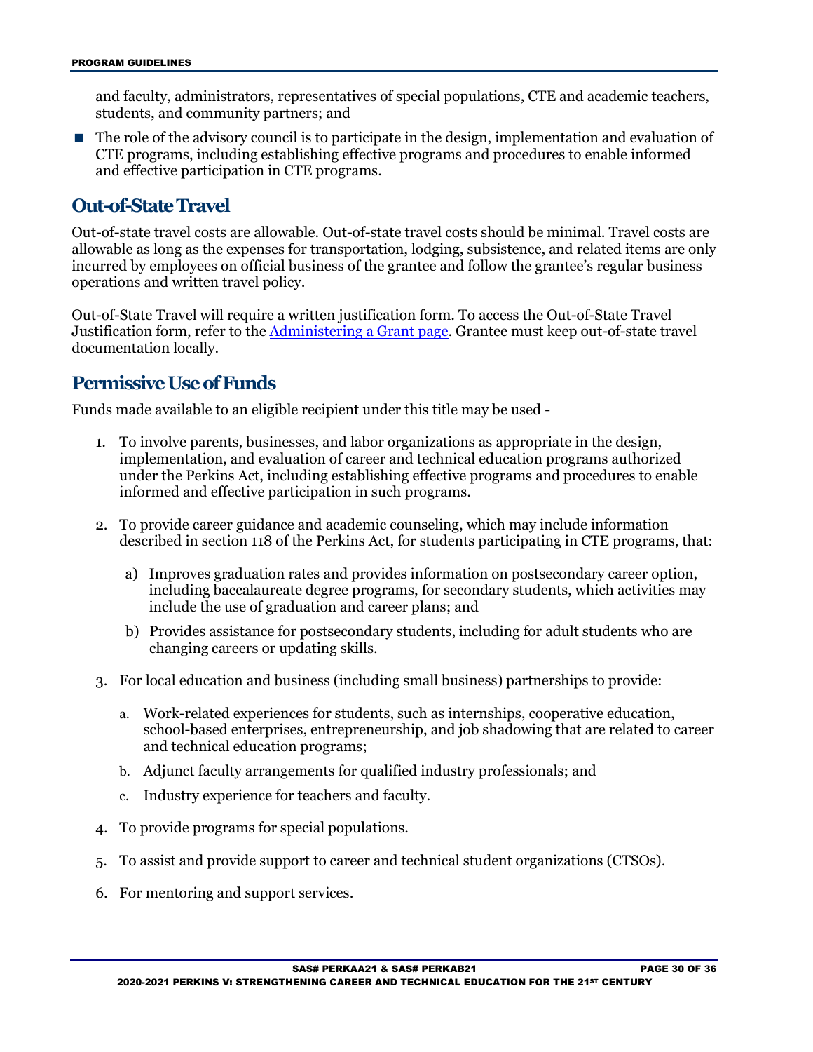and faculty, administrators, representatives of special populations, CTE and academic teachers, students, and community partners; and

- The role of the advisory council is to participate in the design, implementation and evaluation of CTE programs, including establishing effective programs and procedures to enable informed and effective participation in CTE programs.

## Out-of-State Travel

Out-of-state travel costs are allowable. Out-of-state travel costs should be minimal. Travel costs are allowable as long as the expenses for transportation, lodging, subsistence, and related items are only incurred by employees on official business of the grantee and follow the grantee's regular business operations and written travel policy.

Out-of-State Travel will require a written justification form. To access the Out-of-State Travel Justification form, refer to the Administering a Grant page. Grantee must keep out-of-state travel documentation locally.

## Permissive Use of Funds

Funds made available to an eligible recipient under this title may be used -

1. To involve parents, businesses, and labor organizations as appropriate in the design, implementation, and evaluation of career and technical education programs authorized under the Perkins Act, including establishing effective programs and procedures to enable informed and effective participation in such programs.
2. To provide career guidance and academic counseling, which may include information described in section 118 of the Perkins Act, for students participating in CTE programs, that:
   a) Improves graduation rates and provides information on postsecondary career option, including baccalaureate degree programs, for secondary students, which activities may include the use of graduation and career plans; and
   b) Provides assistance for postsecondary students, including for adult students who are changing careers or updating skills.
3. For local education and business (including small business) partnerships to provide:
   a. Work-related experiences for students, such as internships, cooperative education, school-based enterprises, entrepreneurship, and job shadowing that are related to career and technical education programs;
   b. Adjunct faculty arrangements for qualified industry professionals; and
   c. Industry experience for teachers and faculty.
4. To provide programs for special populations.
5. To assist and provide support to career and technical student organizations (CTSOs).
6. For mentoring and support services.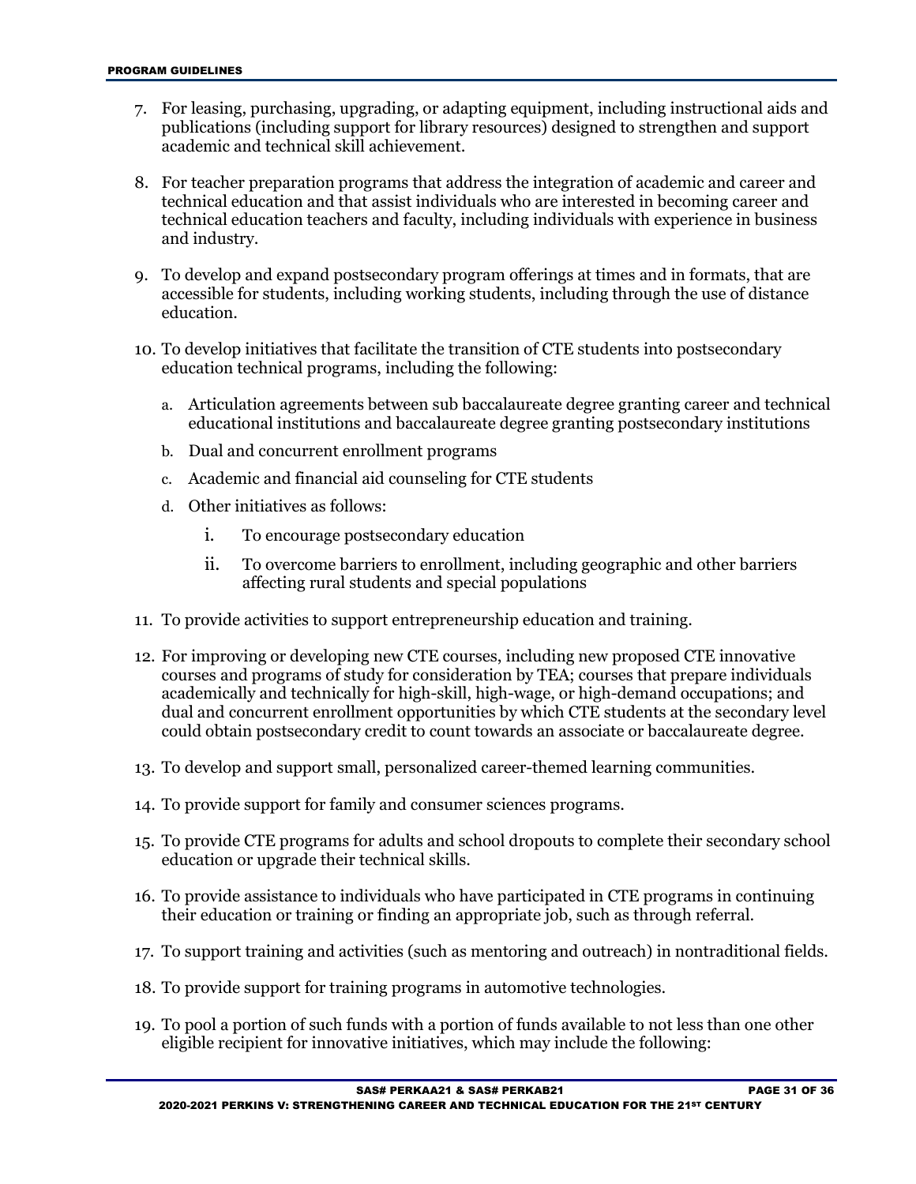7. For leasing, purchasing, upgrading, or adapting equipment, including instructional aids and publications (including support for library resources) designed to strengthen and support academic and technical skill achievement.

8. For teacher preparation programs that address the integration of academic and career and technical education and that assist individuals who are interested in becoming career and technical education teachers and faculty, including individuals with experience in business and industry.

9. To develop and expand postsecondary program offerings at times and in formats, that are accessible for students, including working students, including through the use of distance education.

10. To develop initiatives that facilitate the transition of CTE students into postsecondary education technical programs, including the following:

    a. Articulation agreements between sub baccalaureate degree granting career and technical educational institutions and baccalaureate degree granting postsecondary institutions

    b. Dual and concurrent enrollment programs

    c. Academic and financial aid counseling for CTE students

    d. Other initiatives as follows:

        i. To encourage postsecondary education

        ii. To overcome barriers to enrollment, including geographic and other barriers affecting rural students and special populations

11. To provide activities to support entrepreneurship education and training.

12. For improving or developing new CTE courses, including new proposed CTE innovative courses and programs of study for consideration by TEA; courses that prepare individuals academically and technically for high-skill, high-wage, or high-demand occupations; and dual and concurrent enrollment opportunities by which CTE students at the secondary level could obtain postsecondary credit to count towards an associate or baccalaureate degree.

13. To develop and support small, personalized career-themed learning communities.

14. To provide support for family and consumer sciences programs.

15. To provide CTE programs for adults and school dropouts to complete their secondary school education or upgrade their technical skills.

16. To provide assistance to individuals who have participated in CTE programs in continuing their education or training or finding an appropriate job, such as through referral.

17. To support training and activities (such as mentoring and outreach) in nontraditional fields.

18. To provide support for training programs in automotive technologies.

19. To pool a portion of such funds with a portion of funds available to not less than one other eligible recipient for innovative initiatives, which may include the following: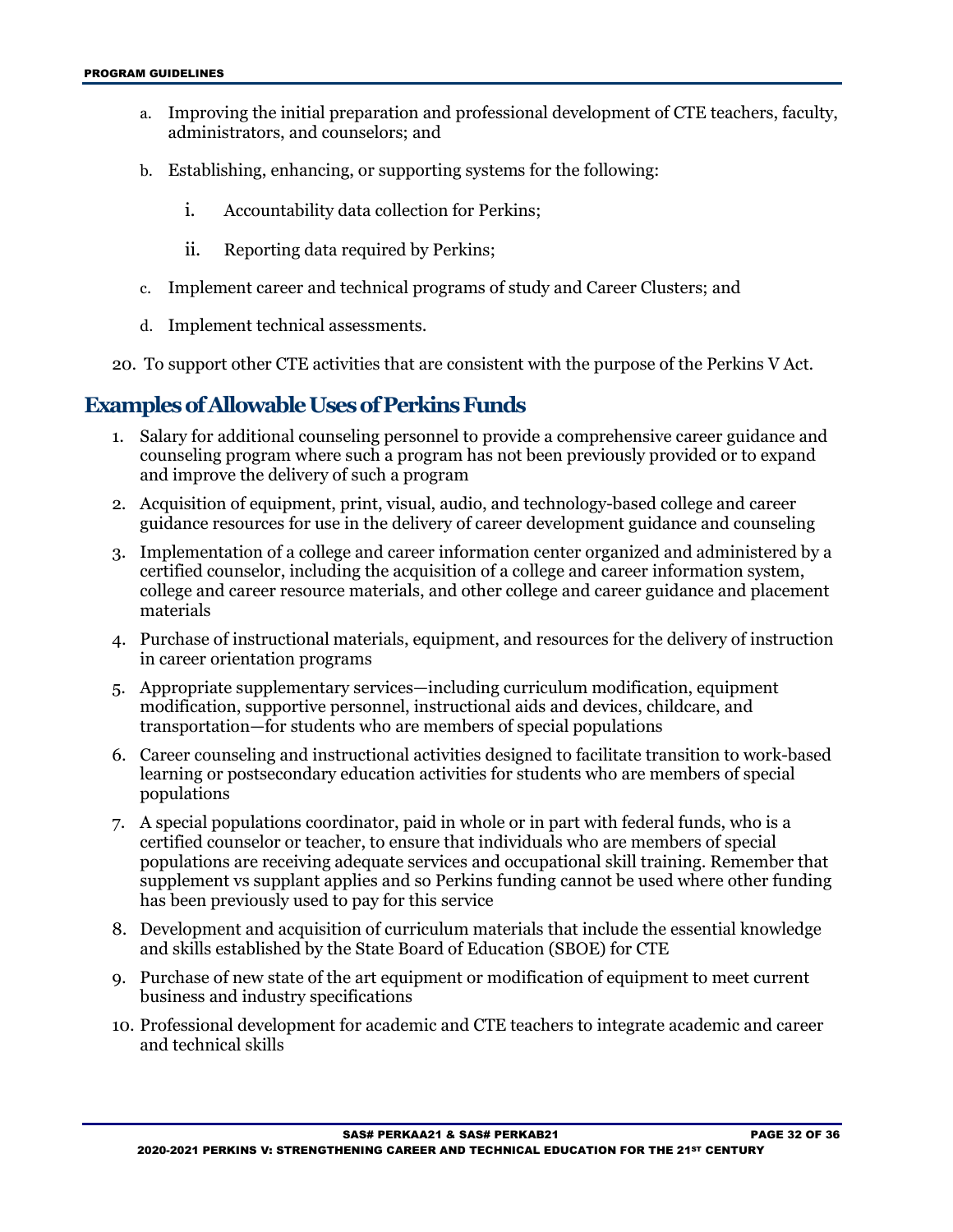a. Improving the initial preparation and professional development of CTE teachers, faculty, administrators, and counselors; and

b. Establishing, enhancing, or supporting systems for the following:

    i. Accountability data collection for Perkins;

    ii. Reporting data required by Perkins;

c. Implement career and technical programs of study and Career Clusters; and

d. Implement technical assessments.

20. To support other CTE activities that are consistent with the purpose of the Perkins V Act.

## Examples of Allowable Uses of Perkins Funds

1. Salary for additional counseling personnel to provide a comprehensive career guidance and counseling program where such a program has not been previously provided or to expand and improve the delivery of such a program
2. Acquisition of equipment, print, visual, audio, and technology-based college and career guidance resources for use in the delivery of career development guidance and counseling
3. Implementation of a college and career information center organized and administered by a certified counselor, including the acquisition of a college and career information system, college and career resource materials, and other college and career guidance and placement materials
4. Purchase of instructional materials, equipment, and resources for the delivery of instruction in career orientation programs
5. Appropriate supplementary services—including curriculum modification, equipment modification, supportive personnel, instructional aids and devices, childcare, and transportation—for students who are members of special populations
6. Career counseling and instructional activities designed to facilitate transition to work-based learning or postsecondary education activities for students who are members of special populations
7. A special populations coordinator, paid in whole or in part with federal funds, who is a certified counselor or teacher, to ensure that individuals who are members of special populations are receiving adequate services and occupational skill training. Remember that supplement vs supplant applies and so Perkins funding cannot be used where other funding has been previously used to pay for this service
8. Development and acquisition of curriculum materials that include the essential knowledge and skills established by the State Board of Education (SBOE) for CTE
9. Purchase of new state of the art equipment or modification of equipment to meet current business and industry specifications
10. Professional development for academic and CTE teachers to integrate academic and career and technical skills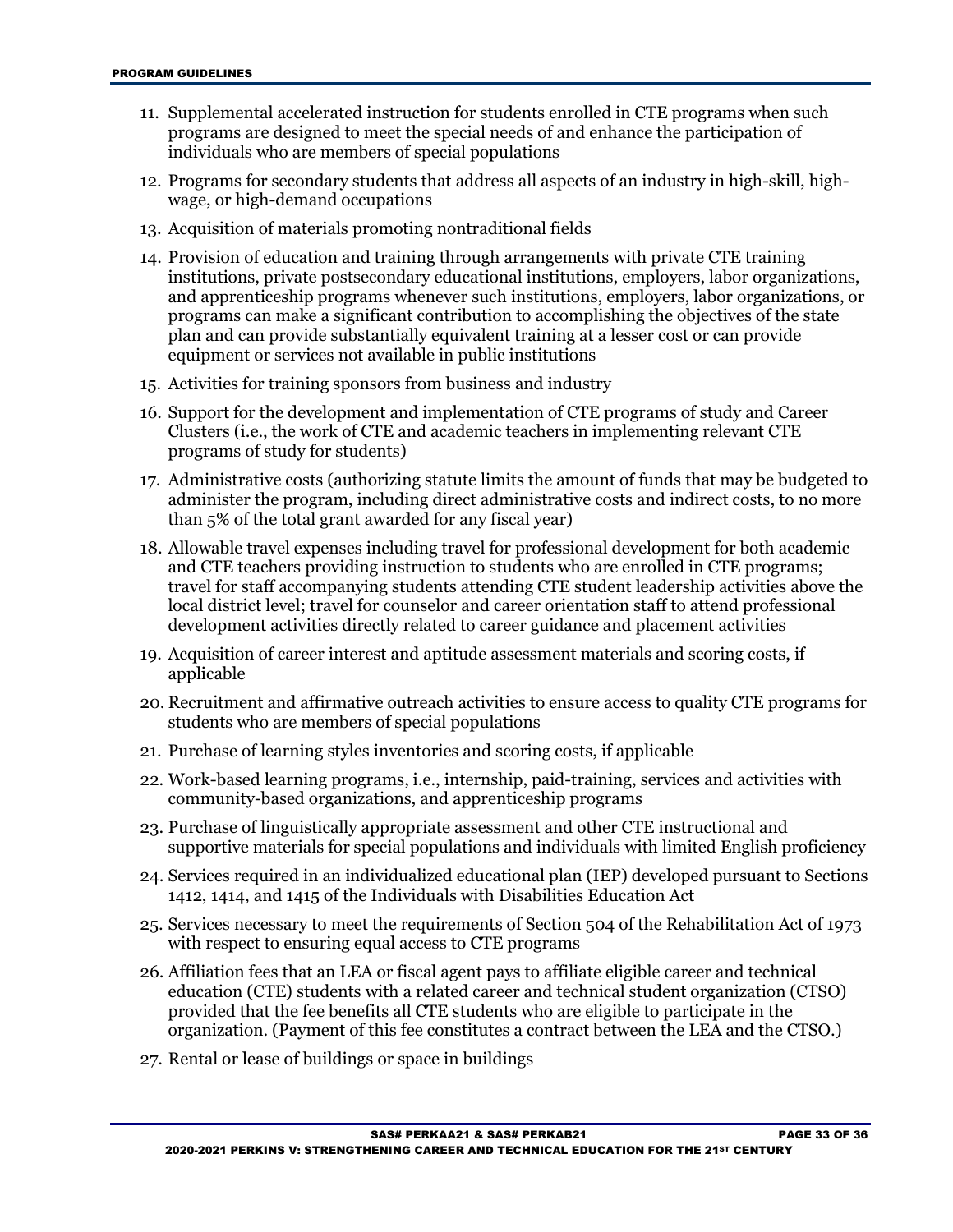11. Supplemental accelerated instruction for students enrolled in CTE programs when such programs are designed to meet the special needs of and enhance the participation of individuals who are members of special populations
12. Programs for secondary students that address all aspects of an industry in high-skill, high-wage, or high-demand occupations
13. Acquisition of materials promoting nontraditional fields
14. Provision of education and training through arrangements with private CTE training institutions, private postsecondary educational institutions, employers, labor organizations, and apprenticeship programs whenever such institutions, employers, labor organizations, or programs can make a significant contribution to accomplishing the objectives of the state plan and can provide substantially equivalent training at a lesser cost or can provide equipment or services not available in public institutions
15. Activities for training sponsors from business and industry
16. Support for the development and implementation of CTE programs of study and Career Clusters (i.e., the work of CTE and academic teachers in implementing relevant CTE programs of study for students)
17. Administrative costs (authorizing statute limits the amount of funds that may be budgeted to administer the program, including direct administrative costs and indirect costs, to no more than 5% of the total grant awarded for any fiscal year)
18. Allowable travel expenses including travel for professional development for both academic and CTE teachers providing instruction to students who are enrolled in CTE programs; travel for staff accompanying students attending CTE student leadership activities above the local district level; travel for counselor and career orientation staff to attend professional development activities directly related to career guidance and placement activities
19. Acquisition of career interest and aptitude assessment materials and scoring costs, if applicable
20. Recruitment and affirmative outreach activities to ensure access to quality CTE programs for students who are members of special populations
21. Purchase of learning styles inventories and scoring costs, if applicable
22. Work-based learning programs, i.e., internship, paid-training, services and activities with community-based organizations, and apprenticeship programs
23. Purchase of linguistically appropriate assessment and other CTE instructional and supportive materials for special populations and individuals with limited English proficiency
24. Services required in an individualized educational plan (IEP) developed pursuant to Sections 1412, 1414, and 1415 of the Individuals with Disabilities Education Act
25. Services necessary to meet the requirements of Section 504 of the Rehabilitation Act of 1973 with respect to ensuring equal access to CTE programs
26. Affiliation fees that an LEA or fiscal agent pays to affiliate eligible career and technical education (CTE) students with a related career and technical student organization (CTSO) provided that the fee benefits all CTE students who are eligible to participate in the organization. (Payment of this fee constitutes a contract between the LEA and the CTSO.)
27. Rental or lease of buildings or space in buildings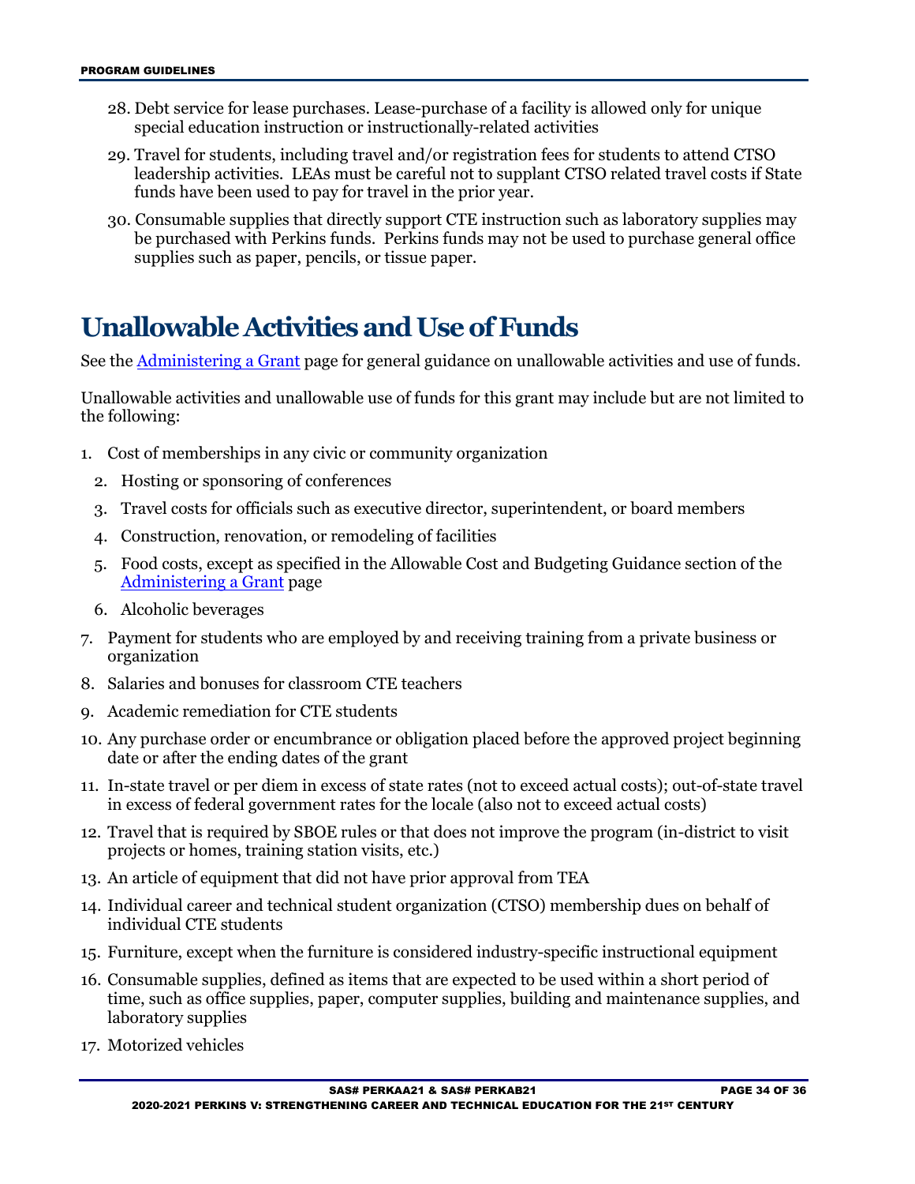28. Debt service for lease purchases. Lease-purchase of a facility is allowed only for unique special education instruction or instructionally-related activities
29. Travel for students, including travel and/or registration fees for students to attend CTSO leadership activities. LEAs must be careful not to supplant CTSO related travel costs if State funds have been used to pay for travel in the prior year.
30. Consumable supplies that directly support CTE instruction such as laboratory supplies may be purchased with Perkins funds. Perkins funds may not be used to purchase general office supplies such as paper, pencils, or tissue paper.

# Unallowable Activities and Use of Funds

See the Administering a Grant page for general guidance on unallowable activities and use of funds.

Unallowable activities and unallowable use of funds for this grant may include but are not limited to the following:

1. Cost of memberships in any civic or community organization
2. Hosting or sponsoring of conferences
3. Travel costs for officials such as executive director, superintendent, or board members
4. Construction, renovation, or remodeling of facilities
5. Food costs, except as specified in the Allowable Cost and Budgeting Guidance section of the Administering a Grant page
6. Alcoholic beverages
7. Payment for students who are employed by and receiving training from a private business or organization
8. Salaries and bonuses for classroom CTE teachers
9. Academic remediation for CTE students
10. Any purchase order or encumbrance or obligation placed before the approved project beginning date or after the ending dates of the grant
11. In-state travel or per diem in excess of state rates (not to exceed actual costs); out-of-state travel in excess of federal government rates for the locale (also not to exceed actual costs)
12. Travel that is required by SBOE rules or that does not improve the program (in-district to visit projects or homes, training station visits, etc.)
13. An article of equipment that did not have prior approval from TEA
14. Individual career and technical student organization (CTSO) membership dues on behalf of individual CTE students
15. Furniture, except when the furniture is considered industry-specific instructional equipment
16. Consumable supplies, defined as items that are expected to be used within a short period of time, such as office supplies, paper, computer supplies, building and maintenance supplies, and laboratory supplies
17. Motorized vehicles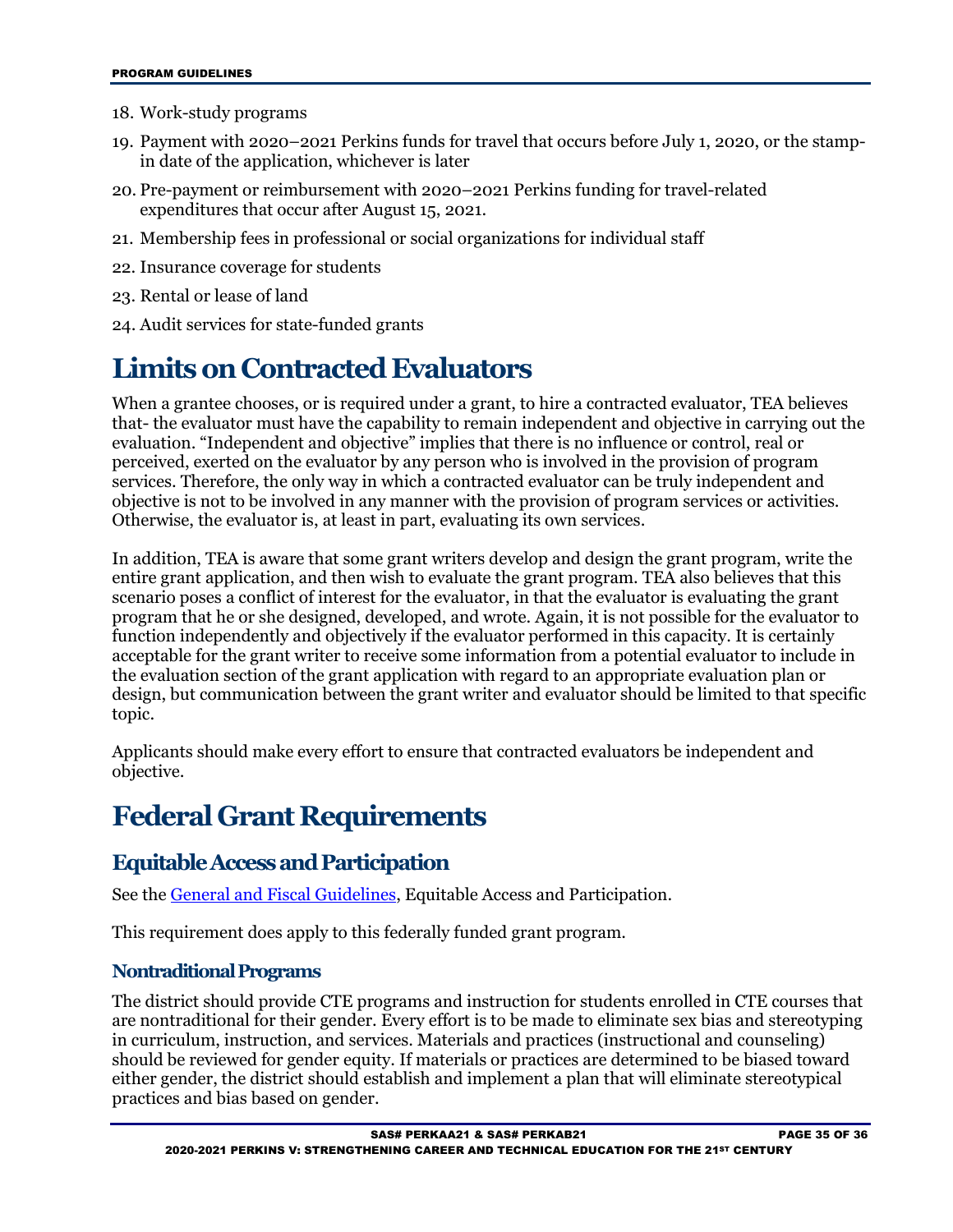18. Work-study programs
19. Payment with 2020–2021 Perkins funds for travel that occurs before July 1, 2020, or the stamp-in date of the application, whichever is later
20. Pre-payment or reimbursement with 2020–2021 Perkins funding for travel-related expenditures that occur after August 15, 2021.
21. Membership fees in professional or social organizations for individual staff
22. Insurance coverage for students
23. Rental or lease of land
24. Audit services for state-funded grants

# Limits on Contracted Evaluators

When a grantee chooses, or is required under a grant, to hire a contracted evaluator, TEA believes that- the evaluator must have the capability to remain independent and objective in carrying out the evaluation. "Independent and objective" implies that there is no influence or control, real or perceived, exerted on the evaluator by any person who is involved in the provision of program services. Therefore, the only way in which a contracted evaluator can be truly independent and objective is not to be involved in any manner with the provision of program services or activities. Otherwise, the evaluator is, at least in part, evaluating its own services.

In addition, TEA is aware that some grant writers develop and design the grant program, write the entire grant application, and then wish to evaluate the grant program. TEA also believes that this scenario poses a conflict of interest for the evaluator, in that the evaluator is evaluating the grant program that he or she designed, developed, and wrote. Again, it is not possible for the evaluator to function independently and objectively if the evaluator performed in this capacity. It is certainly acceptable for the grant writer to receive some information from a potential evaluator to include in the evaluation section of the grant application with regard to an appropriate evaluation plan or design, but communication between the grant writer and evaluator should be limited to that specific topic.

Applicants should make every effort to ensure that contracted evaluators be independent and objective.

# Federal Grant Requirements

## Equitable Access and Participation

See the General and Fiscal Guidelines, Equitable Access and Participation.

This requirement does apply to this federally funded grant program.

### Nontraditional Programs

The district should provide CTE programs and instruction for students enrolled in CTE courses that are nontraditional for their gender. Every effort is to be made to eliminate sex bias and stereotyping in curriculum, instruction, and services. Materials and practices (instructional and counseling) should be reviewed for gender equity. If materials or practices are determined to be biased toward either gender, the district should establish and implement a plan that will eliminate stereotypical practices and bias based on gender.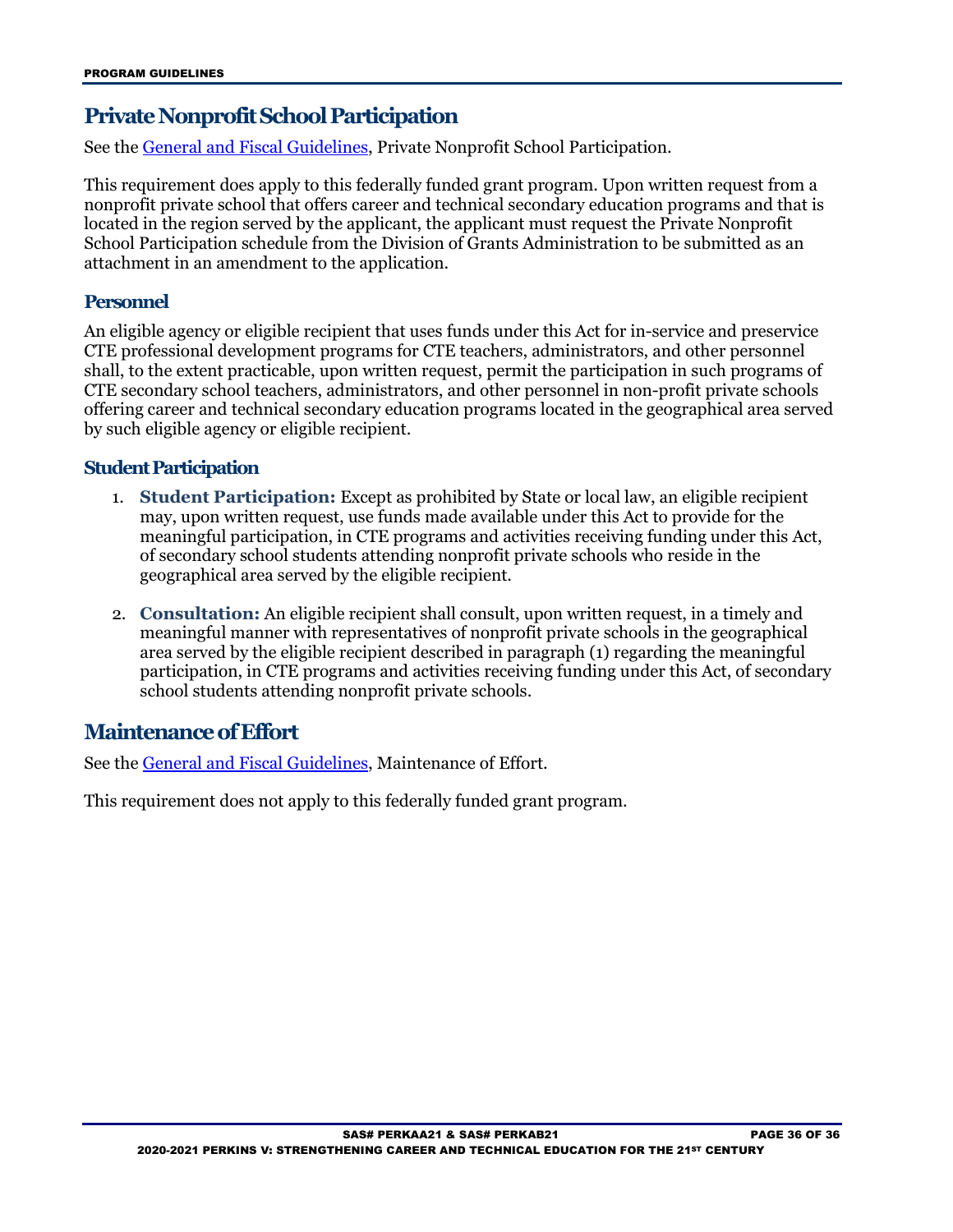## Private Nonprofit School Participation

See the [General and Fiscal Guidelines](), Private Nonprofit School Participation.

This requirement does apply to this federally funded grant program. Upon written request from a nonprofit private school that offers career and technical secondary education programs and that is located in the region served by the applicant, the applicant must request the Private Nonprofit School Participation schedule from the Division of Grants Administration to be submitted as an attachment in an amendment to the application.

### Personnel

An eligible agency or eligible recipient that uses funds under this Act for in-service and preservice CTE professional development programs for CTE teachers, administrators, and other personnel shall, to the extent practicable, upon written request, permit the participation in such programs of CTE secondary school teachers, administrators, and other personnel in non-profit private schools offering career and technical secondary education programs located in the geographical area served by such eligible agency or eligible recipient.

### Student Participation

1. **Student Participation:** Except as prohibited by State or local law, an eligible recipient may, upon written request, use funds made available under this Act to provide for the meaningful participation, in CTE programs and activities receiving funding under this Act, of secondary school students attending nonprofit private schools who reside in the geographical area served by the eligible recipient.

2. **Consultation:** An eligible recipient shall consult, upon written request, in a timely and meaningful manner with representatives of nonprofit private schools in the geographical area served by the eligible recipient described in paragraph (1) regarding the meaningful participation, in CTE programs and activities receiving funding under this Act, of secondary school students attending nonprofit private schools.

## Maintenance of Effort

See the [General and Fiscal Guidelines](), Maintenance of Effort.

This requirement does not apply to this federally funded grant program.